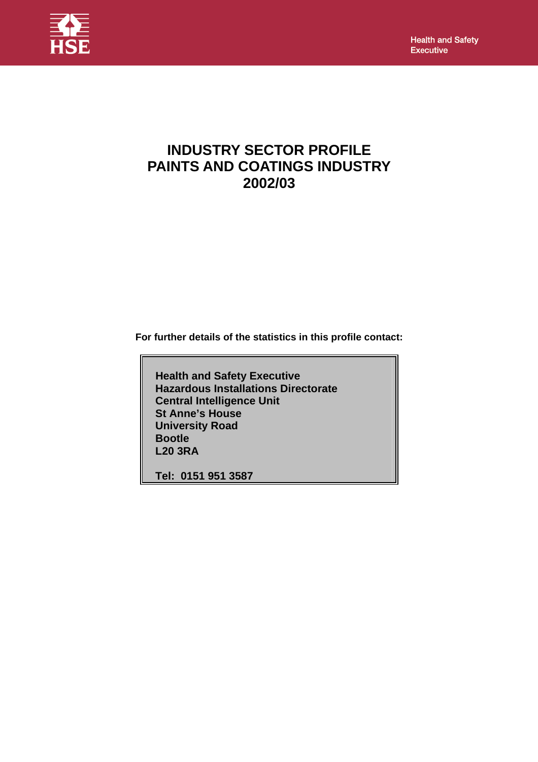# INDUSTRY SECTOR PROFILE PAINTS AND COATINGS INDUSTRY 2002/03

**For further details of the statistics in this profile contact:**

**Health and Safety Executive**
**Hazardous Installations Directorate**
**Central Intelligence Unit**
**St Anne's House**
**University Road**
**Bootle**
**L20 3RA**

**Tel: 0151 951 3587**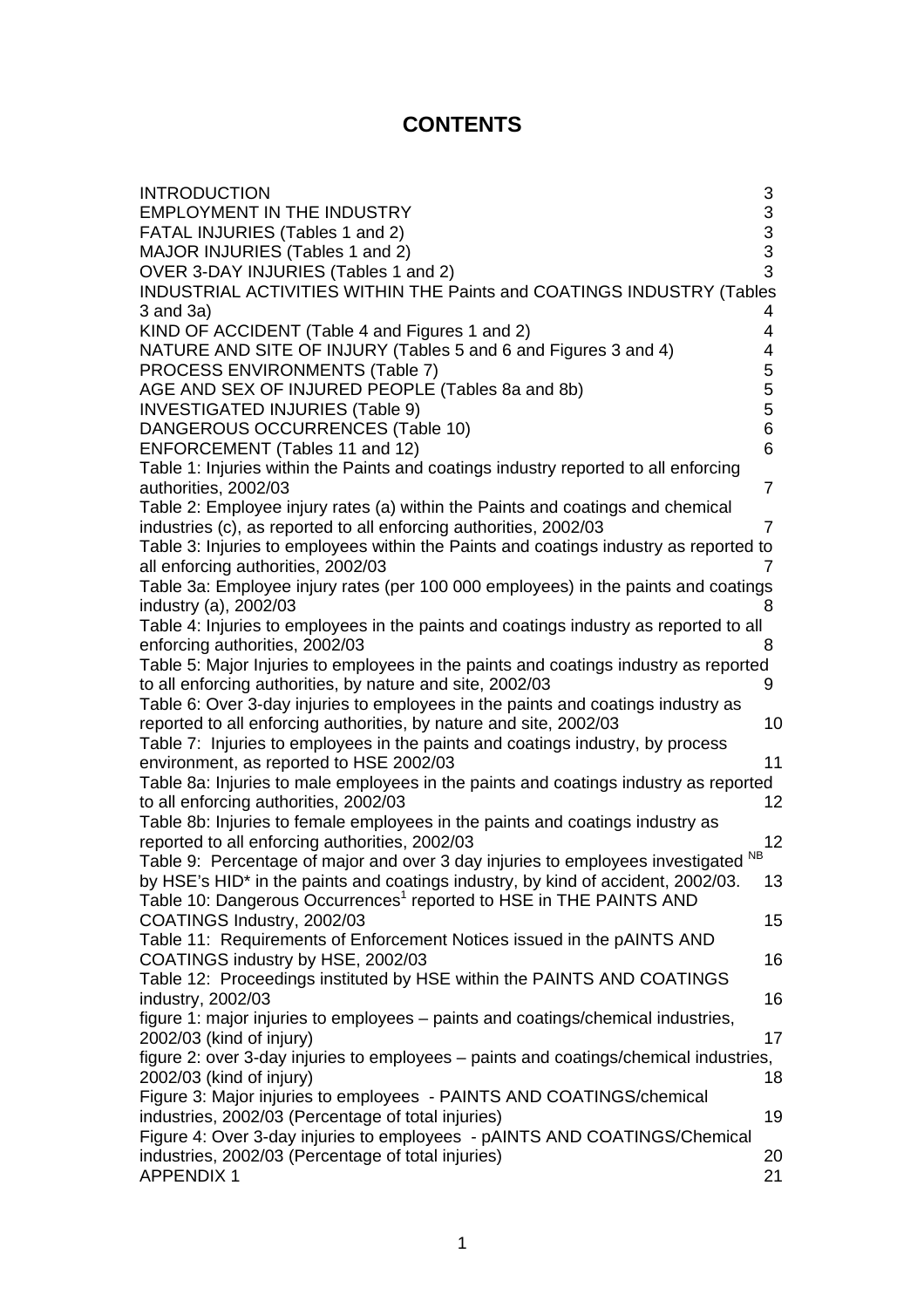# CONTENTS

| | |
|---|---|
| INTRODUCTION | 3 |
| EMPLOYMENT IN THE INDUSTRY | 3 |
| FATAL INJURIES (Tables 1 and 2) | 3 |
| MAJOR INJURIES (Tables 1 and 2) | 3 |
| OVER 3-DAY INJURIES (Tables 1 and 2) | 3 |
| INDUSTRIAL ACTIVITIES WITHIN THE Paints and COATINGS INDUSTRY (Tables 3 and 3a) | 4 |
| KIND OF ACCIDENT (Table 4 and Figures 1 and 2) | 4 |
| NATURE AND SITE OF INJURY (Tables 5 and 6 and Figures 3 and 4) | 4 |
| PROCESS ENVIRONMENTS (Table 7) | 5 |
| AGE AND SEX OF INJURED PEOPLE (Tables 8a and 8b) | 5 |
| INVESTIGATED INJURIES (Table 9) | 5 |
| DANGEROUS OCCURRENCES (Table 10) | 6 |
| ENFORCEMENT (Tables 11 and 12) | 6 |
| Table 1: Injuries within the Paints and coatings industry reported to all enforcing authorities, 2002/03 | 7 |
| Table 2: Employee injury rates (a) within the Paints and coatings and chemical industries (c), as reported to all enforcing authorities, 2002/03 | 7 |
| Table 3: Injuries to employees within the Paints and coatings industry as reported to all enforcing authorities, 2002/03 | 7 |
| Table 3a: Employee injury rates (per 100 000 employees) in the paints and coatings industry (a), 2002/03 | 8 |
| Table 4: Injuries to employees in the paints and coatings industry as reported to all enforcing authorities, 2002/03 | 8 |
| Table 5: Major Injuries to employees in the paints and coatings industry as reported to all enforcing authorities, by nature and site, 2002/03 | 9 |
| Table 6: Over 3-day injuries to employees in the paints and coatings industry as reported to all enforcing authorities, by nature and site, 2002/03 | 10 |
| Table 7: Injuries to employees in the paints and coatings industry, by process environment, as reported to HSE 2002/03 | 11 |
| Table 8a: Injuries to male employees in the paints and coatings industry as reported to all enforcing authorities, 2002/03 | 12 |
| Table 8b: Injuries to female employees in the paints and coatings industry as reported to all enforcing authorities, 2002/03 | 12 |
| Table 9: Percentage of major and over 3 day injuries to employees investigated [NB] by HSE's HID* in the paints and coatings industry, by kind of accident, 2002/03. | 13 |
| Table 10: Dangerous Occurrences[1] reported to HSE in THE PAINTS AND COATINGS Industry, 2002/03 | 15 |
| Table 11: Requirements of Enforcement Notices issued in the pAINTS AND COATINGS industry by HSE, 2002/03 | 16 |
| Table 12: Proceedings instituted by HSE within the PAINTS AND COATINGS industry, 2002/03 | 16 |
| figure 1: major injuries to employees – paints and coatings/chemical industries, 2002/03 (kind of injury) | 17 |
| figure 2: over 3-day injuries to employees – paints and coatings/chemical industries, 2002/03 (kind of injury) | 18 |
| Figure 3: Major injuries to employees - PAINTS AND COATINGS/chemical industries, 2002/03 (Percentage of total injuries) | 19 |
| Figure 4: Over 3-day injuries to employees - pAINTS AND COATINGS/Chemical industries, 2002/03 (Percentage of total injuries) | 20 |
| APPENDIX 1 | 21 |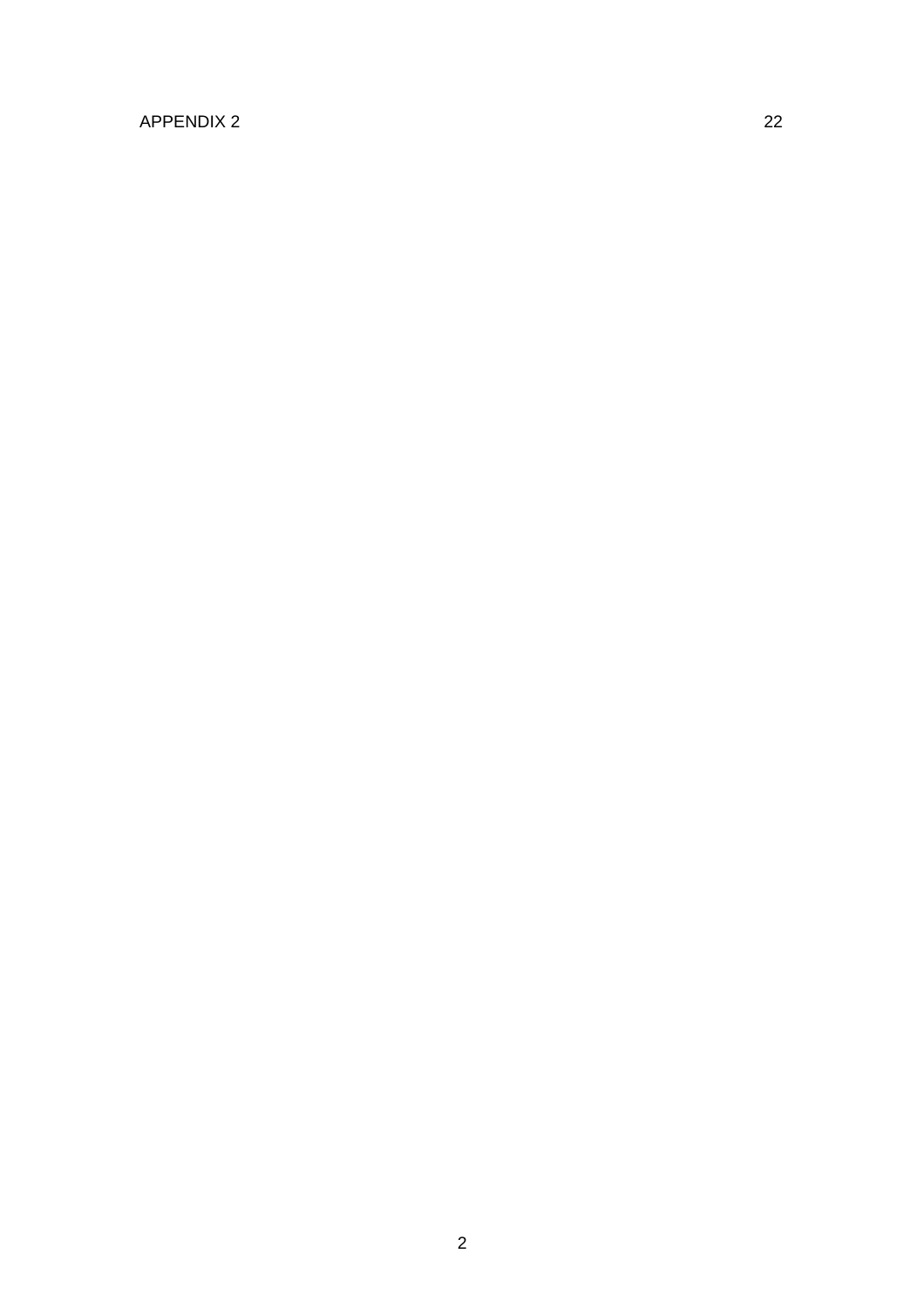APPENDIX 2 22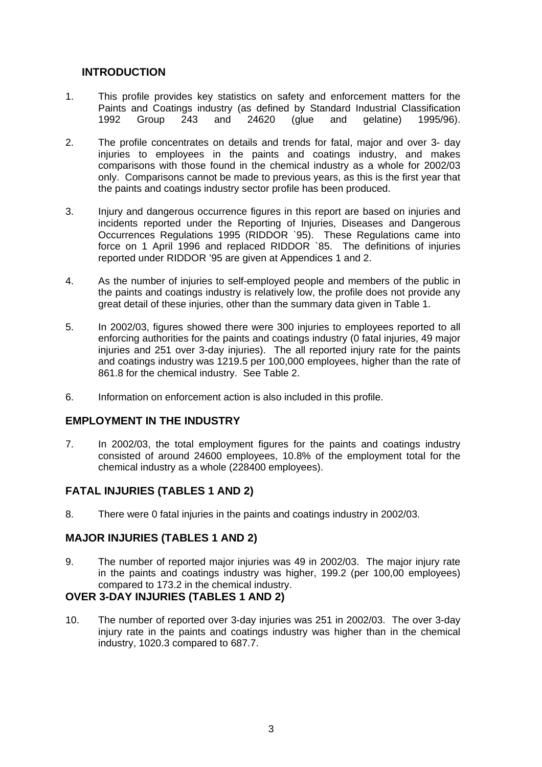## INTRODUCTION

1. This profile provides key statistics on safety and enforcement matters for the Paints and Coatings industry (as defined by Standard Industrial Classification 1992 Group 243 and 24620 (glue and gelatine) 1995/96).

2. The profile concentrates on details and trends for fatal, major and over 3- day injuries to employees in the paints and coatings industry, and makes comparisons with those found in the chemical industry as a whole for 2002/03 only. Comparisons cannot be made to previous years, as this is the first year that the paints and coatings industry sector profile has been produced.

3. Injury and dangerous occurrence figures in this report are based on injuries and incidents reported under the Reporting of Injuries, Diseases and Dangerous Occurrences Regulations 1995 (RIDDOR `95). These Regulations came into force on 1 April 1996 and replaced RIDDOR `85. The definitions of injuries reported under RIDDOR '95 are given at Appendices 1 and 2.

4. As the number of injuries to self-employed people and members of the public in the paints and coatings industry is relatively low, the profile does not provide any great detail of these injuries, other than the summary data given in Table 1.

5. In 2002/03, figures showed there were 300 injuries to employees reported to all enforcing authorities for the paints and coatings industry (0 fatal injuries, 49 major injuries and 251 over 3-day injuries). The all reported injury rate for the paints and coatings industry was 1219.5 per 100,000 employees, higher than the rate of 861.8 for the chemical industry. See Table 2.

6. Information on enforcement action is also included in this profile.

## EMPLOYMENT IN THE INDUSTRY

7. In 2002/03, the total employment figures for the paints and coatings industry consisted of around 24600 employees, 10.8% of the employment total for the chemical industry as a whole (228400 employees).

## FATAL INJURIES (TABLES 1 AND 2)

8. There were 0 fatal injuries in the paints and coatings industry in 2002/03.

## MAJOR INJURIES (TABLES 1 AND 2)

9. The number of reported major injuries was 49 in 2002/03. The major injury rate in the paints and coatings industry was higher, 199.2 (per 100,00 employees) compared to 173.2 in the chemical industry.

## OVER 3-DAY INJURIES (TABLES 1 AND 2)

10. The number of reported over 3-day injuries was 251 in 2002/03. The over 3-day injury rate in the paints and coatings industry was higher than in the chemical industry, 1020.3 compared to 687.7.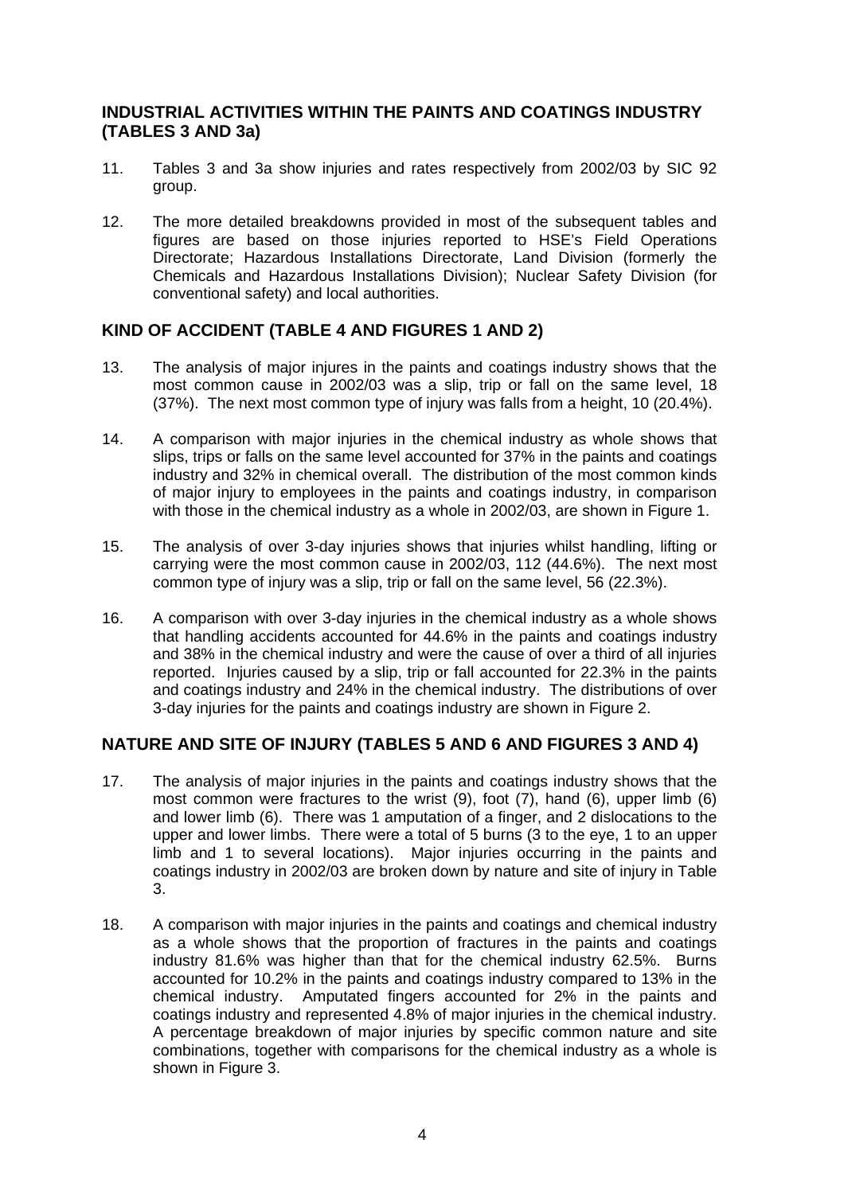## INDUSTRIAL ACTIVITIES WITHIN THE PAINTS AND COATINGS INDUSTRY (TABLES 3 AND 3a)

11. Tables 3 and 3a show injuries and rates respectively from 2002/03 by SIC 92 group.

12. The more detailed breakdowns provided in most of the subsequent tables and figures are based on those injuries reported to HSE's Field Operations Directorate; Hazardous Installations Directorate, Land Division (formerly the Chemicals and Hazardous Installations Division); Nuclear Safety Division (for conventional safety) and local authorities.

## KIND OF ACCIDENT (TABLE 4 AND FIGURES 1 AND 2)

13. The analysis of major injures in the paints and coatings industry shows that the most common cause in 2002/03 was a slip, trip or fall on the same level, 18 (37%). The next most common type of injury was falls from a height, 10 (20.4%).

14. A comparison with major injuries in the chemical industry as whole shows that slips, trips or falls on the same level accounted for 37% in the paints and coatings industry and 32% in chemical overall. The distribution of the most common kinds of major injury to employees in the paints and coatings industry, in comparison with those in the chemical industry as a whole in 2002/03, are shown in Figure 1.

15. The analysis of over 3-day injuries shows that injuries whilst handling, lifting or carrying were the most common cause in 2002/03, 112 (44.6%). The next most common type of injury was a slip, trip or fall on the same level, 56 (22.3%).

16. A comparison with over 3-day injuries in the chemical industry as a whole shows that handling accidents accounted for 44.6% in the paints and coatings industry and 38% in the chemical industry and were the cause of over a third of all injuries reported. Injuries caused by a slip, trip or fall accounted for 22.3% in the paints and coatings industry and 24% in the chemical industry. The distributions of over 3-day injuries for the paints and coatings industry are shown in Figure 2.

## NATURE AND SITE OF INJURY (TABLES 5 AND 6 AND FIGURES 3 AND 4)

17. The analysis of major injuries in the paints and coatings industry shows that the most common were fractures to the wrist (9), foot (7), hand (6), upper limb (6) and lower limb (6). There was 1 amputation of a finger, and 2 dislocations to the upper and lower limbs. There were a total of 5 burns (3 to the eye, 1 to an upper limb and 1 to several locations). Major injuries occurring in the paints and coatings industry in 2002/03 are broken down by nature and site of injury in Table 3.

18. A comparison with major injuries in the paints and coatings and chemical industry as a whole shows that the proportion of fractures in the paints and coatings industry 81.6% was higher than that for the chemical industry 62.5%. Burns accounted for 10.2% in the paints and coatings industry compared to 13% in the chemical industry. Amputated fingers accounted for 2% in the paints and coatings industry and represented 4.8% of major injuries in the chemical industry. A percentage breakdown of major injuries by specific common nature and site combinations, together with comparisons for the chemical industry as a whole is shown in Figure 3.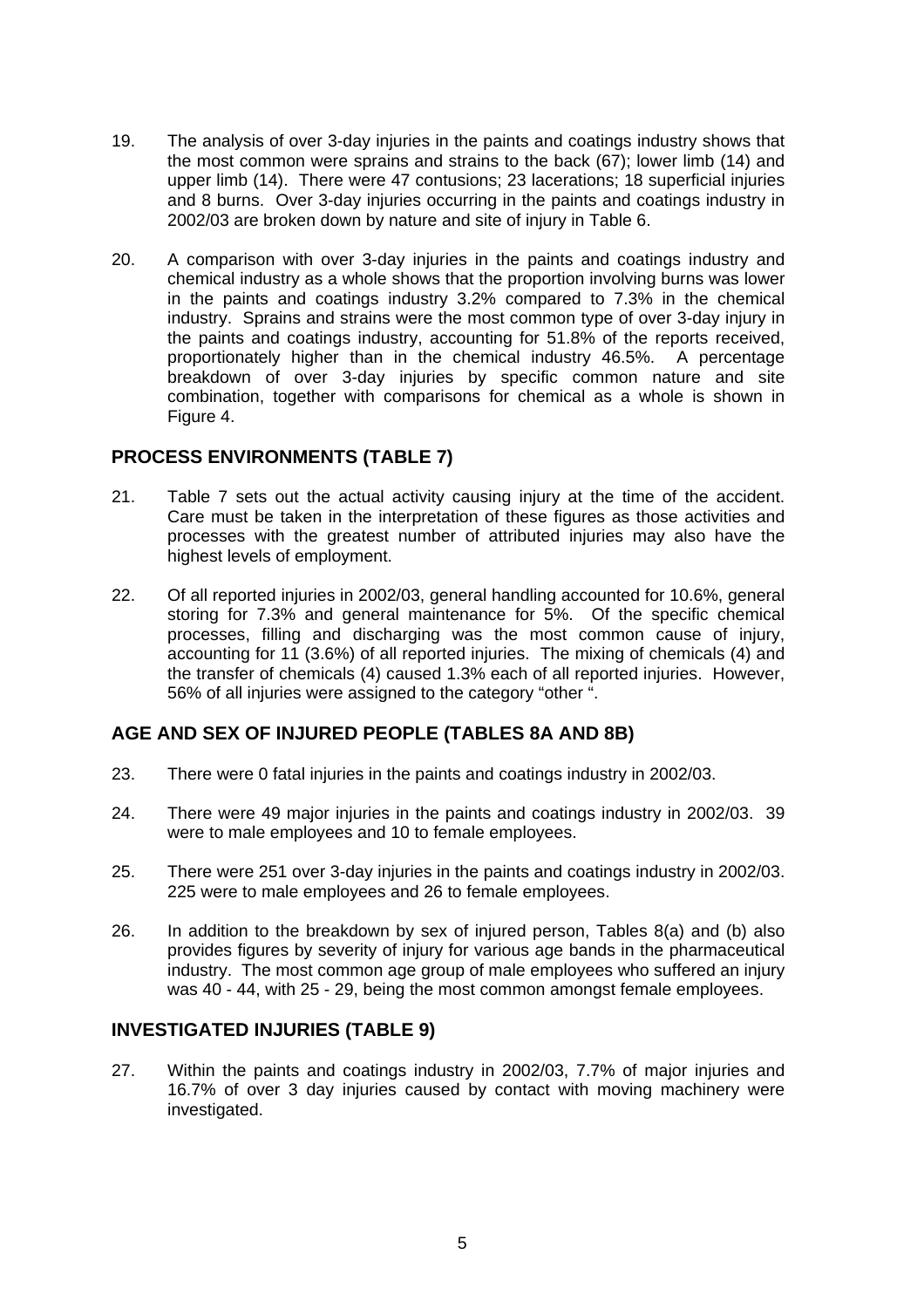19. The analysis of over 3-day injuries in the paints and coatings industry shows that the most common were sprains and strains to the back (67); lower limb (14) and upper limb (14). There were 47 contusions; 23 lacerations; 18 superficial injuries and 8 burns. Over 3-day injuries occurring in the paints and coatings industry in 2002/03 are broken down by nature and site of injury in Table 6.

20. A comparison with over 3-day injuries in the paints and coatings industry and chemical industry as a whole shows that the proportion involving burns was lower in the paints and coatings industry 3.2% compared to 7.3% in the chemical industry. Sprains and strains were the most common type of over 3-day injury in the paints and coatings industry, accounting for 51.8% of the reports received, proportionately higher than in the chemical industry 46.5%. A percentage breakdown of over 3-day injuries by specific common nature and site combination, together with comparisons for chemical as a whole is shown in Figure 4.

## PROCESS ENVIRONMENTS (TABLE 7)

21. Table 7 sets out the actual activity causing injury at the time of the accident. Care must be taken in the interpretation of these figures as those activities and processes with the greatest number of attributed injuries may also have the highest levels of employment.

22. Of all reported injuries in 2002/03, general handling accounted for 10.6%, general storing for 7.3% and general maintenance for 5%. Of the specific chemical processes, filling and discharging was the most common cause of injury, accounting for 11 (3.6%) of all reported injuries. The mixing of chemicals (4) and the transfer of chemicals (4) caused 1.3% each of all reported injuries. However, 56% of all injuries were assigned to the category "other ".

## AGE AND SEX OF INJURED PEOPLE (TABLES 8A AND 8B)

23. There were 0 fatal injuries in the paints and coatings industry in 2002/03.

24. There were 49 major injuries in the paints and coatings industry in 2002/03. 39 were to male employees and 10 to female employees.

25. There were 251 over 3-day injuries in the paints and coatings industry in 2002/03. 225 were to male employees and 26 to female employees.

26. In addition to the breakdown by sex of injured person, Tables 8(a) and (b) also provides figures by severity of injury for various age bands in the pharmaceutical industry. The most common age group of male employees who suffered an injury was 40 - 44, with 25 - 29, being the most common amongst female employees.

## INVESTIGATED INJURIES (TABLE 9)

27. Within the paints and coatings industry in 2002/03, 7.7% of major injuries and 16.7% of over 3 day injuries caused by contact with moving machinery were investigated.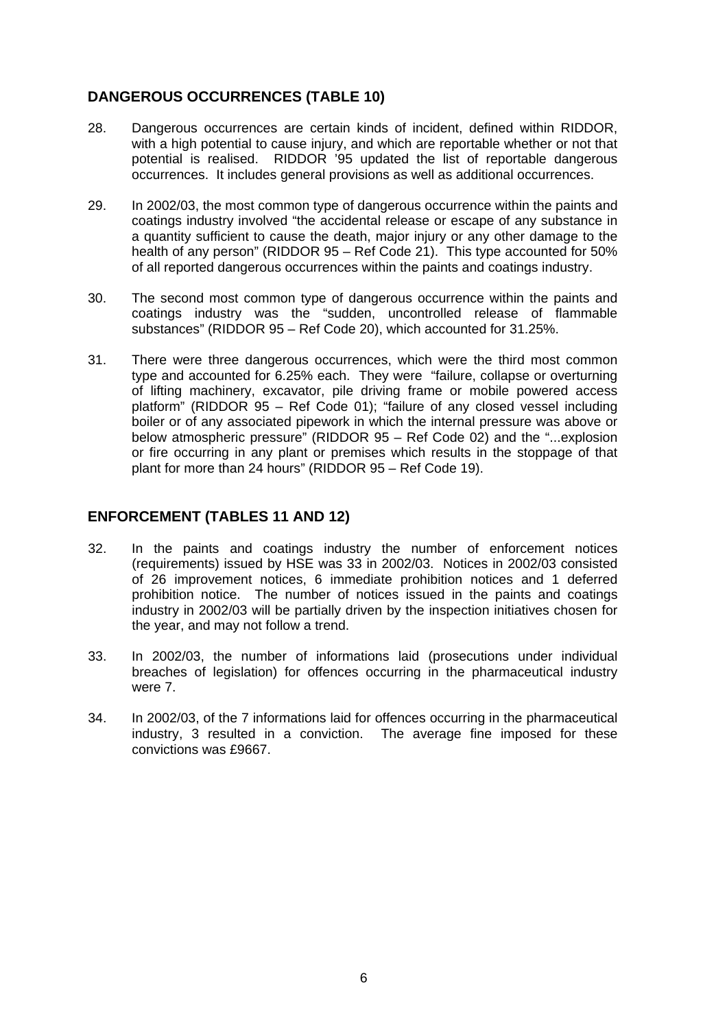## DANGEROUS OCCURRENCES (TABLE 10)

28. Dangerous occurrences are certain kinds of incident, defined within RIDDOR, with a high potential to cause injury, and which are reportable whether or not that potential is realised. RIDDOR '95 updated the list of reportable dangerous occurrences. It includes general provisions as well as additional occurrences.

29. In 2002/03, the most common type of dangerous occurrence within the paints and coatings industry involved "the accidental release or escape of any substance in a quantity sufficient to cause the death, major injury or any other damage to the health of any person" (RIDDOR 95 – Ref Code 21). This type accounted for 50% of all reported dangerous occurrences within the paints and coatings industry.

30. The second most common type of dangerous occurrence within the paints and coatings industry was the "sudden, uncontrolled release of flammable substances" (RIDDOR 95 – Ref Code 20), which accounted for 31.25%.

31. There were three dangerous occurrences, which were the third most common type and accounted for 6.25% each. They were "failure, collapse or overturning of lifting machinery, excavator, pile driving frame or mobile powered access platform" (RIDDOR 95 – Ref Code 01); "failure of any closed vessel including boiler or of any associated pipework in which the internal pressure was above or below atmospheric pressure" (RIDDOR 95 – Ref Code 02) and the "...explosion or fire occurring in any plant or premises which results in the stoppage of that plant for more than 24 hours" (RIDDOR 95 – Ref Code 19).

## ENFORCEMENT (TABLES 11 AND 12)

32. In the paints and coatings industry the number of enforcement notices (requirements) issued by HSE was 33 in 2002/03. Notices in 2002/03 consisted of 26 improvement notices, 6 immediate prohibition notices and 1 deferred prohibition notice. The number of notices issued in the paints and coatings industry in 2002/03 will be partially driven by the inspection initiatives chosen for the year, and may not follow a trend.

33. In 2002/03, the number of informations laid (prosecutions under individual breaches of legislation) for offences occurring in the pharmaceutical industry were 7.

34. In 2002/03, of the 7 informations laid for offences occurring in the pharmaceutical industry, 3 resulted in a conviction. The average fine imposed for these convictions was £9667.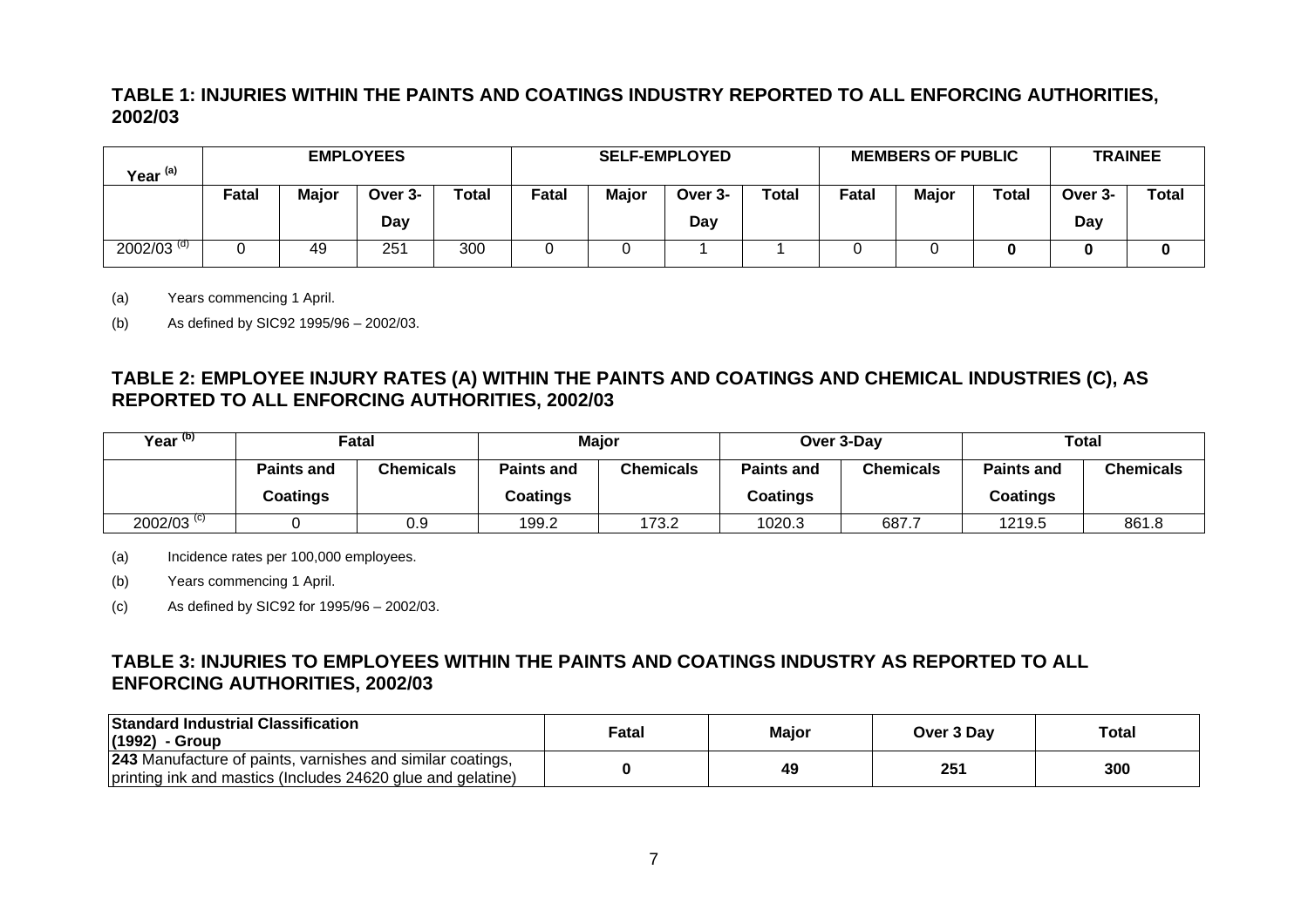## TABLE 1: INJURIES WITHIN THE PAINTS AND COATINGS INDUSTRY REPORTED TO ALL ENFORCING AUTHORITIES, 2002/03

| Year [(a)] | EMPLOYEES | | | | SELF-EMPLOYED | | | | MEMBERS OF PUBLIC | | | TRAINEE | |
|---|---|---|---|---|---|---|---|---|---|---|---|---|---|
| | Fatal | Major | Over 3-Day | Total | Fatal | Major | Over 3-Day | Total | Fatal | Major | Total | Over 3-Day | Total |
| 2002/03 [(d)] | 0 | 49 | 251 | 300 | 0 | 0 | 1 | 1 | 0 | 0 | **0** | **0** | **0** |

(a) Years commencing 1 April.

(b) As defined by SIC92 1995/96 – 2002/03.

## TABLE 2: EMPLOYEE INJURY RATES (A) WITHIN THE PAINTS AND COATINGS AND CHEMICAL INDUSTRIES (C), AS REPORTED TO ALL ENFORCING AUTHORITIES, 2002/03

| Year [(b)] | Fatal | | Major | | Over 3-Day | | Total | |
|---|---|---|---|---|---|---|---|---|
| | Paints and Coatings | Chemicals | Paints and Coatings | Chemicals | Paints and Coatings | Chemicals | Paints and Coatings | Chemicals |
| 2002/03 [(c)] | 0 | 0.9 | 199.2 | 173.2 | 1020.3 | 687.7 | 1219.5 | 861.8 |

(a) Incidence rates per 100,000 employees.

(b) Years commencing 1 April.

(c) As defined by SIC92 for 1995/96 – 2002/03.

## TABLE 3: INJURIES TO EMPLOYEES WITHIN THE PAINTS AND COATINGS INDUSTRY AS REPORTED TO ALL ENFORCING AUTHORITIES, 2002/03

| Standard Industrial Classification (1992) - Group | Fatal | Major | Over 3 Day | Total |
|---|---|---|---|---|
| **243** Manufacture of paints, varnishes and similar coatings, printing ink and mastics (Includes 24620 glue and gelatine) | **0** | **49** | **251** | **300** |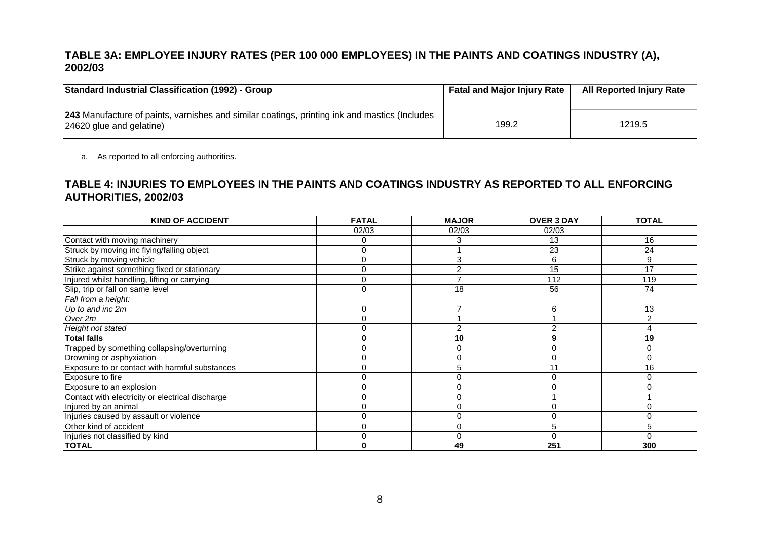## TABLE 3A: EMPLOYEE INJURY RATES (PER 100 000 EMPLOYEES) IN THE PAINTS AND COATINGS INDUSTRY (A), 2002/03

| Standard Industrial Classification (1992) - Group | Fatal and Major Injury Rate | All Reported Injury Rate |
|---|---|---|
| **243** Manufacture of paints, varnishes and similar coatings, printing ink and mastics (Includes 24620 glue and gelatine) | 199.2 | 1219.5 |

a. As reported to all enforcing authorities.

## TABLE 4: INJURIES TO EMPLOYEES IN THE PAINTS AND COATINGS INDUSTRY AS REPORTED TO ALL ENFORCING AUTHORITIES, 2002/03

| KIND OF ACCIDENT | FATAL | MAJOR | OVER 3 DAY | TOTAL |
|---|---|---|---|---|
| | 02/03 | 02/03 | 02/03 | |
| Contact with moving machinery | 0 | 3 | 13 | 16 |
| Struck by moving inc flying/falling object | 0 | 1 | 23 | 24 |
| Struck by moving vehicle | 0 | 3 | 6 | 9 |
| Strike against something fixed or stationary | 0 | 2 | 15 | 17 |
| Injured whilst handling, lifting or carrying | 0 | 7 | 112 | 119 |
| Slip, trip or fall on same level | 0 | 18 | 56 | 74 |
| *Fall from a height:* | | | | |
| *Up to and inc 2m* | 0 | 7 | 6 | 13 |
| *Over 2m* | 0 | 1 | 1 | 2 |
| *Height not stated* | 0 | 2 | 2 | 4 |
| **Total falls** | **0** | **10** | **9** | **19** |
| Trapped by something collapsing/overturning | 0 | 0 | 0 | 0 |
| Drowning or asphyxiation | 0 | 0 | 0 | 0 |
| Exposure to or contact with harmful substances | 0 | 5 | 11 | 16 |
| Exposure to fire | 0 | 0 | 0 | 0 |
| Exposure to an explosion | 0 | 0 | 0 | 0 |
| Contact with electricity or electrical discharge | 0 | 0 | 1 | 1 |
| Injured by an animal | 0 | 0 | 0 | 0 |
| Injuries caused by assault or violence | 0 | 0 | 0 | 0 |
| Other kind of accident | 0 | 0 | 5 | 5 |
| Injuries not classified by kind | 0 | 0 | 0 | 0 |
| **TOTAL** | **0** | **49** | **251** | **300** |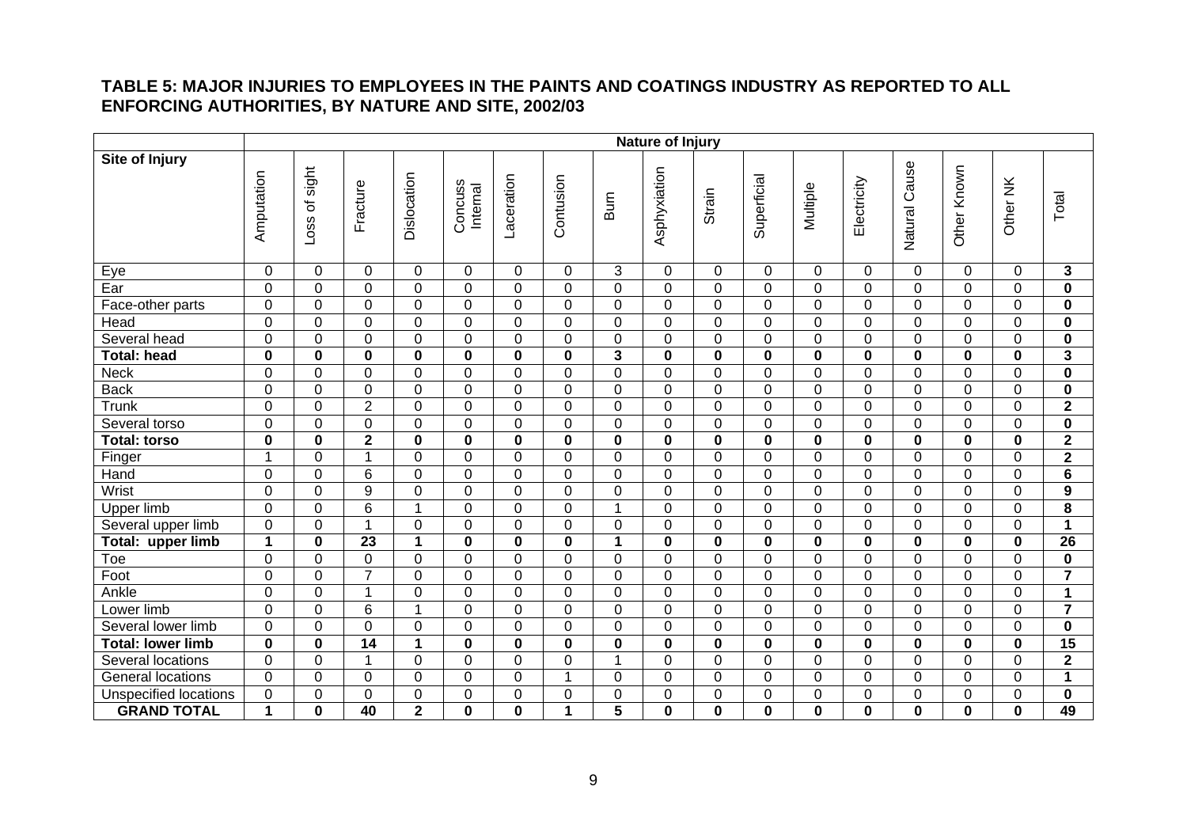## TABLE 5: MAJOR INJURIES TO EMPLOYEES IN THE PAINTS AND COATINGS INDUSTRY AS REPORTED TO ALL ENFORCING AUTHORITIES, BY NATURE AND SITE, 2002/03

| | Nature of Injury | | | | | | | | | | | | | | | | |
|---|---|---|---|---|---|---|---|---|---|---|---|---|---|---|---|---|---|
| **Site of Injury** | Amputation | Loss of sight | Fracture | Dislocation | Concuss Internal | Laceration | Contusion | Burn | Asphyxiation | Strain | Superficial | Multiple | Electricity | Natural Cause | Other Known | Other NK | Total |
| Eye | 0 | 0 | 0 | 0 | 0 | 0 | 0 | 3 | 0 | 0 | 0 | 0 | 0 | 0 | 0 | 0 | **3** |
| Ear | 0 | 0 | 0 | 0 | 0 | 0 | 0 | 0 | 0 | 0 | 0 | 0 | 0 | 0 | 0 | 0 | **0** |
| Face-other parts | 0 | 0 | 0 | 0 | 0 | 0 | 0 | 0 | 0 | 0 | 0 | 0 | 0 | 0 | 0 | 0 | **0** |
| Head | 0 | 0 | 0 | 0 | 0 | 0 | 0 | 0 | 0 | 0 | 0 | 0 | 0 | 0 | 0 | 0 | **0** |
| Several head | 0 | 0 | 0 | 0 | 0 | 0 | 0 | 0 | 0 | 0 | 0 | 0 | 0 | 0 | 0 | 0 | **0** |
| **Total: head** | **0** | **0** | **0** | **0** | **0** | **0** | **0** | **3** | **0** | **0** | **0** | **0** | **0** | **0** | **0** | **0** | **3** |
| Neck | 0 | 0 | 0 | 0 | 0 | 0 | 0 | 0 | 0 | 0 | 0 | 0 | 0 | 0 | 0 | 0 | **0** |
| Back | 0 | 0 | 0 | 0 | 0 | 0 | 0 | 0 | 0 | 0 | 0 | 0 | 0 | 0 | 0 | 0 | **0** |
| Trunk | 0 | 0 | 2 | 0 | 0 | 0 | 0 | 0 | 0 | 0 | 0 | 0 | 0 | 0 | 0 | 0 | **2** |
| Several torso | 0 | 0 | 0 | 0 | 0 | 0 | 0 | 0 | 0 | 0 | 0 | 0 | 0 | 0 | 0 | 0 | **0** |
| **Total: torso** | **0** | **0** | **2** | **0** | **0** | **0** | **0** | **0** | **0** | **0** | **0** | **0** | **0** | **0** | **0** | **0** | **2** |
| Finger | 1 | 0 | 1 | 0 | 0 | 0 | 0 | 0 | 0 | 0 | 0 | 0 | 0 | 0 | 0 | 0 | **2** |
| Hand | 0 | 0 | 6 | 0 | 0 | 0 | 0 | 0 | 0 | 0 | 0 | 0 | 0 | 0 | 0 | 0 | **6** |
| Wrist | 0 | 0 | 9 | 0 | 0 | 0 | 0 | 0 | 0 | 0 | 0 | 0 | 0 | 0 | 0 | 0 | **9** |
| Upper limb | 0 | 0 | 6 | 1 | 0 | 0 | 0 | 1 | 0 | 0 | 0 | 0 | 0 | 0 | 0 | 0 | **8** |
| Several upper limb | 0 | 0 | 1 | 0 | 0 | 0 | 0 | 0 | 0 | 0 | 0 | 0 | 0 | 0 | 0 | 0 | **1** |
| **Total: upper limb** | **1** | **0** | **23** | **1** | **0** | **0** | **0** | **1** | **0** | **0** | **0** | **0** | **0** | **0** | **0** | **0** | **26** |
| Toe | 0 | 0 | 0 | 0 | 0 | 0 | 0 | 0 | 0 | 0 | 0 | 0 | 0 | 0 | 0 | 0 | **0** |
| Foot | 0 | 0 | 7 | 0 | 0 | 0 | 0 | 0 | 0 | 0 | 0 | 0 | 0 | 0 | 0 | 0 | **7** |
| Ankle | 0 | 0 | 1 | 0 | 0 | 0 | 0 | 0 | 0 | 0 | 0 | 0 | 0 | 0 | 0 | 0 | **1** |
| Lower limb | 0 | 0 | 6 | 1 | 0 | 0 | 0 | 0 | 0 | 0 | 0 | 0 | 0 | 0 | 0 | 0 | **7** |
| Several lower limb | 0 | 0 | 0 | 0 | 0 | 0 | 0 | 0 | 0 | 0 | 0 | 0 | 0 | 0 | 0 | 0 | **0** |
| **Total: lower limb** | **0** | **0** | **14** | **1** | **0** | **0** | **0** | **0** | **0** | **0** | **0** | **0** | **0** | **0** | **0** | **0** | **15** |
| Several locations | 0 | 0 | 1 | 0 | 0 | 0 | 0 | 1 | 0 | 0 | 0 | 0 | 0 | 0 | 0 | 0 | **2** |
| General locations | 0 | 0 | 0 | 0 | 0 | 0 | 1 | 0 | 0 | 0 | 0 | 0 | 0 | 0 | 0 | 0 | **1** |
| Unspecified locations | 0 | 0 | 0 | 0 | 0 | 0 | 0 | 0 | 0 | 0 | 0 | 0 | 0 | 0 | 0 | 0 | **0** |
| **GRAND TOTAL** | **1** | **0** | **40** | **2** | **0** | **0** | **1** | **5** | **0** | **0** | **0** | **0** | **0** | **0** | **0** | **0** | **49** |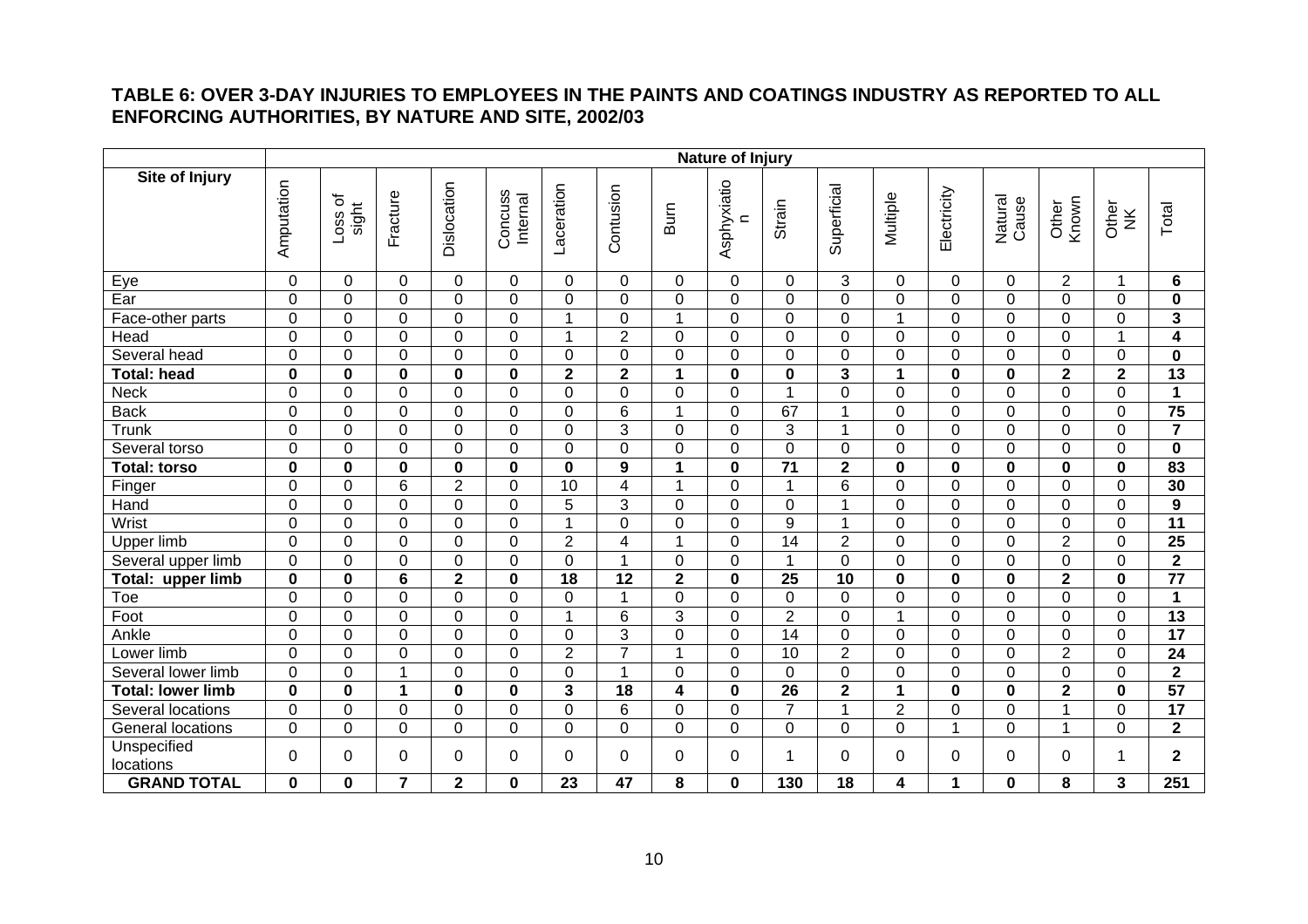## TABLE 6: OVER 3-DAY INJURIES TO EMPLOYEES IN THE PAINTS AND COATINGS INDUSTRY AS REPORTED TO ALL ENFORCING AUTHORITIES, BY NATURE AND SITE, 2002/03

| | Nature of Injury | | | | | | | | | | | | | | | | |
|---|---|---|---|---|---|---|---|---|---|---|---|---|---|---|---|---|---|
| **Site of Injury** | Amputation | Loss of sight | Fracture | Dislocation | Concuss Internal | Laceration | Contusion | Burn | Asphyxiation | Strain | Superficial | Multiple | Electricity | Natural Cause | Other Known | Other NK | Total |
| Eye | 0 | 0 | 0 | 0 | 0 | 0 | 0 | 0 | 0 | 0 | 3 | 0 | 0 | 0 | 2 | 1 | **6** |
| Ear | 0 | 0 | 0 | 0 | 0 | 0 | 0 | 0 | 0 | 0 | 0 | 0 | 0 | 0 | 0 | 0 | **0** |
| Face-other parts | 0 | 0 | 0 | 0 | 0 | 1 | 0 | 1 | 0 | 0 | 0 | 1 | 0 | 0 | 0 | 0 | **3** |
| Head | 0 | 0 | 0 | 0 | 0 | 1 | 2 | 0 | 0 | 0 | 0 | 0 | 0 | 0 | 0 | 1 | **4** |
| Several head | 0 | 0 | 0 | 0 | 0 | 0 | 0 | 0 | 0 | 0 | 0 | 0 | 0 | 0 | 0 | 0 | **0** |
| **Total: head** | **0** | **0** | **0** | **0** | **0** | **2** | **2** | **1** | **0** | **0** | **3** | **1** | **0** | **0** | **2** | **2** | **13** |
| Neck | 0 | 0 | 0 | 0 | 0 | 0 | 0 | 0 | 0 | 1 | 0 | 0 | 0 | 0 | 0 | 0 | **1** |
| Back | 0 | 0 | 0 | 0 | 0 | 0 | 6 | 1 | 0 | 67 | 1 | 0 | 0 | 0 | 0 | 0 | **75** |
| Trunk | 0 | 0 | 0 | 0 | 0 | 0 | 3 | 0 | 0 | 3 | 1 | 0 | 0 | 0 | 0 | 0 | **7** |
| Several torso | 0 | 0 | 0 | 0 | 0 | 0 | 0 | 0 | 0 | 0 | 0 | 0 | 0 | 0 | 0 | 0 | **0** |
| **Total: torso** | **0** | **0** | **0** | **0** | **0** | **0** | **9** | **1** | **0** | **71** | **2** | **0** | **0** | **0** | **0** | **0** | **83** |
| Finger | 0 | 0 | 6 | 2 | 0 | 10 | 4 | 1 | 0 | 1 | 6 | 0 | 0 | 0 | 0 | 0 | **30** |
| Hand | 0 | 0 | 0 | 0 | 0 | 5 | 3 | 0 | 0 | 0 | 1 | 0 | 0 | 0 | 0 | 0 | **9** |
| Wrist | 0 | 0 | 0 | 0 | 0 | 1 | 0 | 0 | 0 | 9 | 1 | 0 | 0 | 0 | 0 | 0 | **11** |
| Upper limb | 0 | 0 | 0 | 0 | 0 | 2 | 4 | 1 | 0 | 14 | 2 | 0 | 0 | 0 | 2 | 0 | **25** |
| Several upper limb | 0 | 0 | 0 | 0 | 0 | 0 | 1 | 0 | 0 | 1 | 0 | 0 | 0 | 0 | 0 | 0 | **2** |
| **Total: upper limb** | **0** | **0** | **6** | **2** | **0** | **18** | **12** | **2** | **0** | **25** | **10** | **0** | **0** | **0** | **2** | **0** | **77** |
| Toe | 0 | 0 | 0 | 0 | 0 | 0 | 1 | 0 | 0 | 0 | 0 | 0 | 0 | 0 | 0 | 0 | **1** |
| Foot | 0 | 0 | 0 | 0 | 0 | 1 | 6 | 3 | 0 | 2 | 0 | 1 | 0 | 0 | 0 | 0 | **13** |
| Ankle | 0 | 0 | 0 | 0 | 0 | 0 | 3 | 0 | 0 | 14 | 0 | 0 | 0 | 0 | 0 | 0 | **17** |
| Lower limb | 0 | 0 | 0 | 0 | 0 | 2 | 7 | 1 | 0 | 10 | 2 | 0 | 0 | 0 | 2 | 0 | **24** |
| Several lower limb | 0 | 0 | 1 | 0 | 0 | 0 | 1 | 0 | 0 | 0 | 0 | 0 | 0 | 0 | 0 | 0 | **2** |
| **Total: lower limb** | **0** | **0** | **1** | **0** | **0** | **3** | **18** | **4** | **0** | **26** | **2** | **1** | **0** | **0** | **2** | **0** | **57** |
| Several locations | 0 | 0 | 0 | 0 | 0 | 0 | 6 | 0 | 0 | 7 | 1 | 2 | 0 | 0 | 1 | 0 | **17** |
| General locations | 0 | 0 | 0 | 0 | 0 | 0 | 0 | 0 | 0 | 0 | 0 | 0 | 1 | 0 | 1 | 0 | **2** |
| Unspecified locations | 0 | 0 | 0 | 0 | 0 | 0 | 0 | 0 | 0 | 1 | 0 | 0 | 0 | 0 | 0 | 1 | **2** |
| **GRAND TOTAL** | **0** | **0** | **7** | **2** | **0** | **23** | **47** | **8** | **0** | **130** | **18** | **4** | **1** | **0** | **8** | **3** | **251** |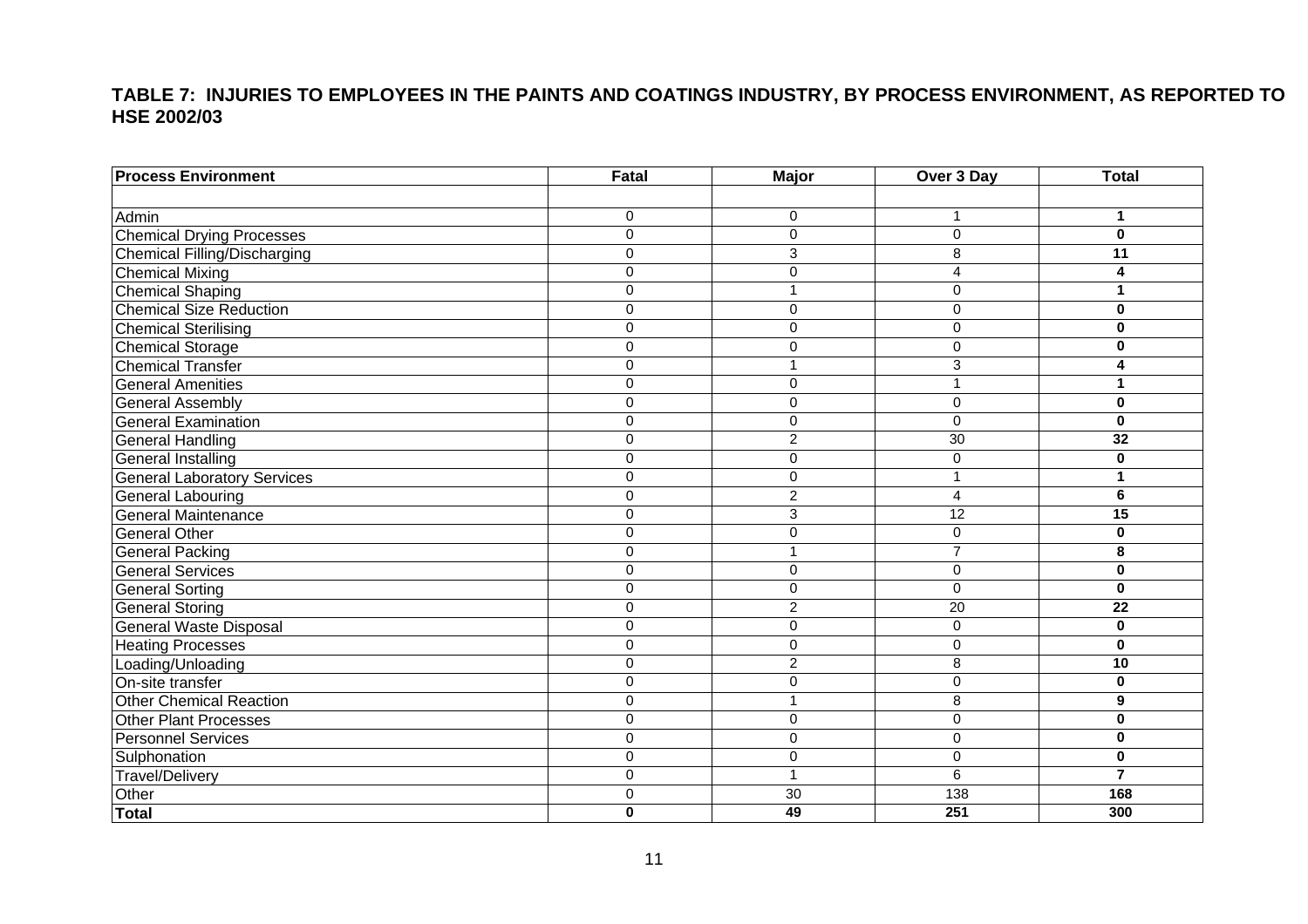**TABLE 7: INJURIES TO EMPLOYEES IN THE PAINTS AND COATINGS INDUSTRY, BY PROCESS ENVIRONMENT, AS REPORTED TO HSE 2002/03**

| Process Environment | Fatal | Major | Over 3 Day | Total |
|---|---|---|---|---|
| Admin | 0 | 0 | 1 | **1** |
| Chemical Drying Processes | 0 | 0 | 0 | **0** |
| Chemical Filling/Discharging | 0 | 3 | 8 | **11** |
| Chemical Mixing | 0 | 0 | 4 | **4** |
| Chemical Shaping | 0 | 1 | 0 | **1** |
| Chemical Size Reduction | 0 | 0 | 0 | **0** |
| Chemical Sterilising | 0 | 0 | 0 | **0** |
| Chemical Storage | 0 | 0 | 0 | **0** |
| Chemical Transfer | 0 | 1 | 3 | **4** |
| General Amenities | 0 | 0 | 1 | **1** |
| General Assembly | 0 | 0 | 0 | **0** |
| General Examination | 0 | 0 | 0 | **0** |
| General Handling | 0 | 2 | 30 | **32** |
| General Installing | 0 | 0 | 0 | **0** |
| General Laboratory Services | 0 | 0 | 1 | **1** |
| General Labouring | 0 | 2 | 4 | **6** |
| General Maintenance | 0 | 3 | 12 | **15** |
| General Other | 0 | 0 | 0 | **0** |
| General Packing | 0 | 1 | 7 | **8** |
| General Services | 0 | 0 | 0 | **0** |
| General Sorting | 0 | 0 | 0 | **0** |
| General Storing | 0 | 2 | 20 | **22** |
| General Waste Disposal | 0 | 0 | 0 | **0** |
| Heating Processes | 0 | 0 | 0 | **0** |
| Loading/Unloading | 0 | 2 | 8 | **10** |
| On-site transfer | 0 | 0 | 0 | **0** |
| Other Chemical Reaction | 0 | 1 | 8 | **9** |
| Other Plant Processes | 0 | 0 | 0 | **0** |
| Personnel Services | 0 | 0 | 0 | **0** |
| Sulphonation | 0 | 0 | 0 | **0** |
| Travel/Delivery | 0 | 1 | 6 | **7** |
| Other | 0 | 30 | 138 | **168** |
| **Total** | **0** | **49** | **251** | **300** |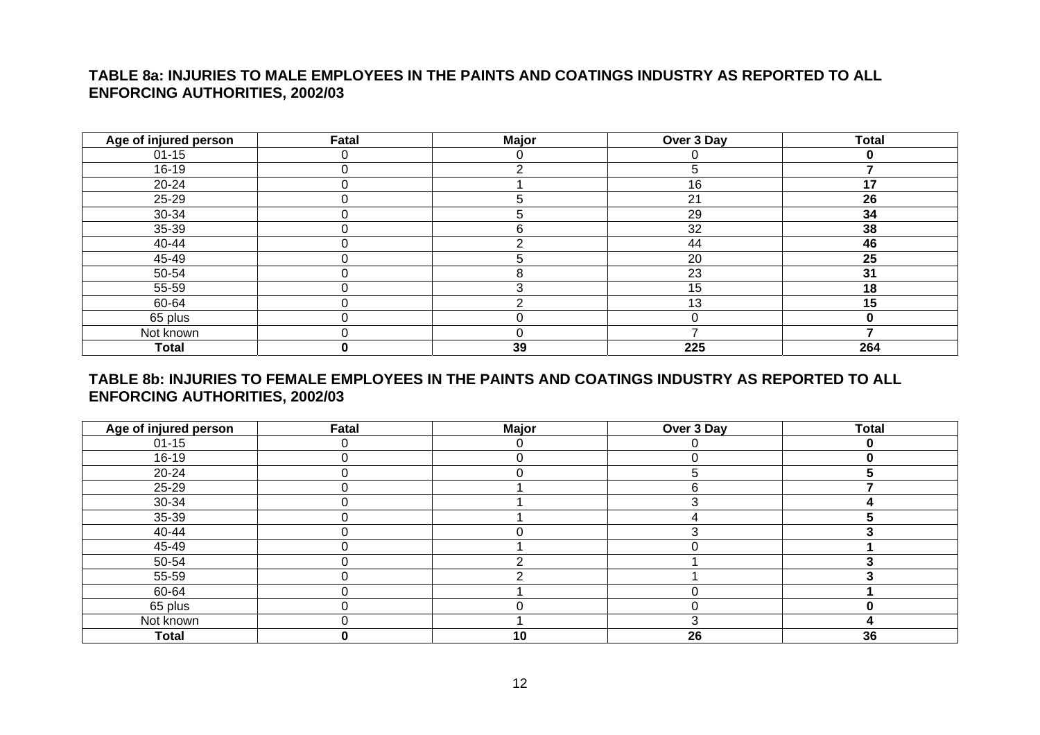## TABLE 8a: INJURIES TO MALE EMPLOYEES IN THE PAINTS AND COATINGS INDUSTRY AS REPORTED TO ALL ENFORCING AUTHORITIES, 2002/03

| Age of injured person | Fatal | Major | Over 3 Day | Total |
|---|---|---|---|---|
| 01-15 | 0 | 0 | 0 | **0** |
| 16-19 | 0 | 2 | 5 | **7** |
| 20-24 | 0 | 1 | 16 | **17** |
| 25-29 | 0 | 5 | 21 | **26** |
| 30-34 | 0 | 5 | 29 | **34** |
| 35-39 | 0 | 6 | 32 | **38** |
| 40-44 | 0 | 2 | 44 | **46** |
| 45-49 | 0 | 5 | 20 | **25** |
| 50-54 | 0 | 8 | 23 | **31** |
| 55-59 | 0 | 3 | 15 | **18** |
| 60-64 | 0 | 2 | 13 | **15** |
| 65 plus | 0 | 0 | 0 | **0** |
| Not known | 0 | 0 | 7 | **7** |
| **Total** | **0** | **39** | **225** | **264** |

## TABLE 8b: INJURIES TO FEMALE EMPLOYEES IN THE PAINTS AND COATINGS INDUSTRY AS REPORTED TO ALL ENFORCING AUTHORITIES, 2002/03

| Age of injured person | Fatal | Major | Over 3 Day | Total |
|---|---|---|---|---|
| 01-15 | 0 | 0 | 0 | **0** |
| 16-19 | 0 | 0 | 0 | **0** |
| 20-24 | 0 | 0 | 5 | **5** |
| 25-29 | 0 | 1 | 6 | **7** |
| 30-34 | 0 | 1 | 3 | **4** |
| 35-39 | 0 | 1 | 4 | **5** |
| 40-44 | 0 | 0 | 3 | **3** |
| 45-49 | 0 | 1 | 0 | **1** |
| 50-54 | 0 | 2 | 1 | **3** |
| 55-59 | 0 | 2 | 1 | **3** |
| 60-64 | 0 | 1 | 0 | **1** |
| 65 plus | 0 | 0 | 0 | **0** |
| Not known | 0 | 1 | 3 | **4** |
| **Total** | **0** | **10** | **26** | **36** |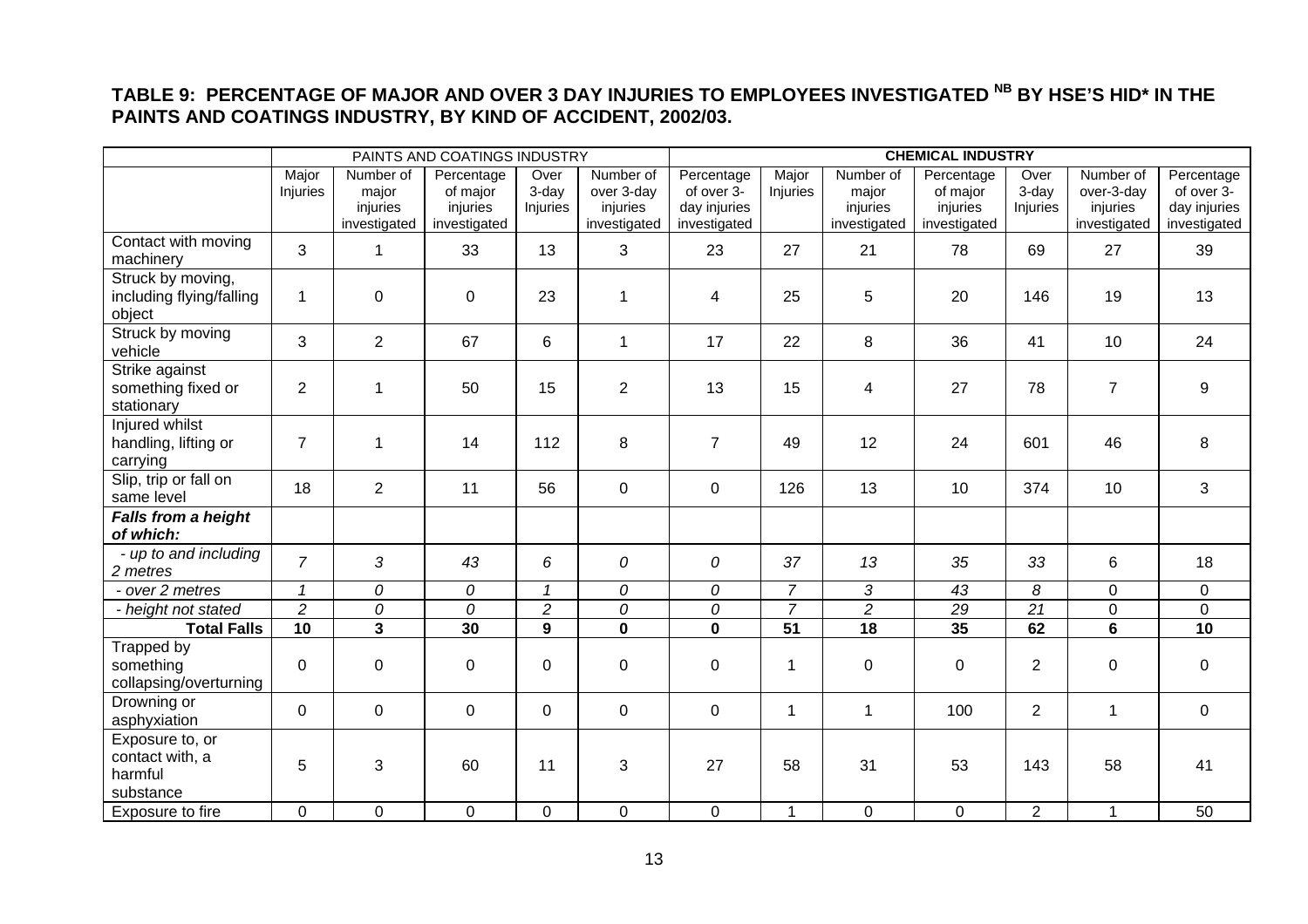## TABLE 9: PERCENTAGE OF MAJOR AND OVER 3 DAY INJURIES TO EMPLOYEES INVESTIGATED [NB] BY HSE'S HID* IN THE PAINTS AND COATINGS INDUSTRY, BY KIND OF ACCIDENT, 2002/03.

| | PAINTS AND COATINGS INDUSTRY | | | | | | CHEMICAL INDUSTRY | | | | | |
|---|---|---|---|---|---|---|---|---|---|---|---|---|
| | Major Injuries | Number of major injuries investigated | Percentage of major injuries investigated | Over 3-day Injuries | Number of over 3-day injuries investigated | Percentage of over 3-day injuries investigated | Major Injuries | Number of major injuries investigated | Percentage of major injuries investigated | Over 3-day Injuries | Number of over-3-day injuries investigated | Percentage of over 3-day injuries investigated |
| Contact with moving machinery | 3 | 1 | 33 | 13 | 3 | 23 | 27 | 21 | 78 | 69 | 27 | 39 |
| Struck by moving, including flying/falling object | 1 | 0 | 0 | 23 | 1 | 4 | 25 | 5 | 20 | 146 | 19 | 13 |
| Struck by moving vehicle | 3 | 2 | 67 | 6 | 1 | 17 | 22 | 8 | 36 | 41 | 10 | 24 |
| Strike against something fixed or stationary | 2 | 1 | 50 | 15 | 2 | 13 | 15 | 4 | 27 | 78 | 7 | 9 |
| Injured whilst handling, lifting or carrying | 7 | 1 | 14 | 112 | 8 | 7 | 49 | 12 | 24 | 601 | 46 | 8 |
| Slip, trip or fall on same level | 18 | 2 | 11 | 56 | 0 | 0 | 126 | 13 | 10 | 374 | 10 | 3 |
| ***Falls from a height of which:*** | | | | | | | | | | | | |
| *- up to and including 2 metres* | *7* | *3* | *43* | *6* | *0* | *0* | *37* | *13* | *35* | *33* | 6 | 18 |
| *- over 2 metres* | *1* | *0* | *0* | *1* | *0* | *0* | *7* | *3* | *43* | *8* | 0 | 0 |
| *- height not stated* | *2* | *0* | *0* | *2* | *0* | *0* | *7* | *2* | *29* | *21* | 0 | 0 |
| **Total Falls** | **10** | **3** | **30** | **9** | **0** | **0** | **51** | **18** | **35** | **62** | **6** | **10** |
| Trapped by something collapsing/overturning | 0 | 0 | 0 | 0 | 0 | 0 | 1 | 0 | 0 | 2 | 0 | 0 |
| Drowning or asphyxiation | 0 | 0 | 0 | 0 | 0 | 0 | 1 | 1 | 100 | 2 | 1 | 0 |
| Exposure to, or contact with, a harmful substance | 5 | 3 | 60 | 11 | 3 | 27 | 58 | 31 | 53 | 143 | 58 | 41 |
| Exposure to fire | 0 | 0 | 0 | 0 | 0 | 0 | 1 | 0 | 0 | 2 | 1 | 50 |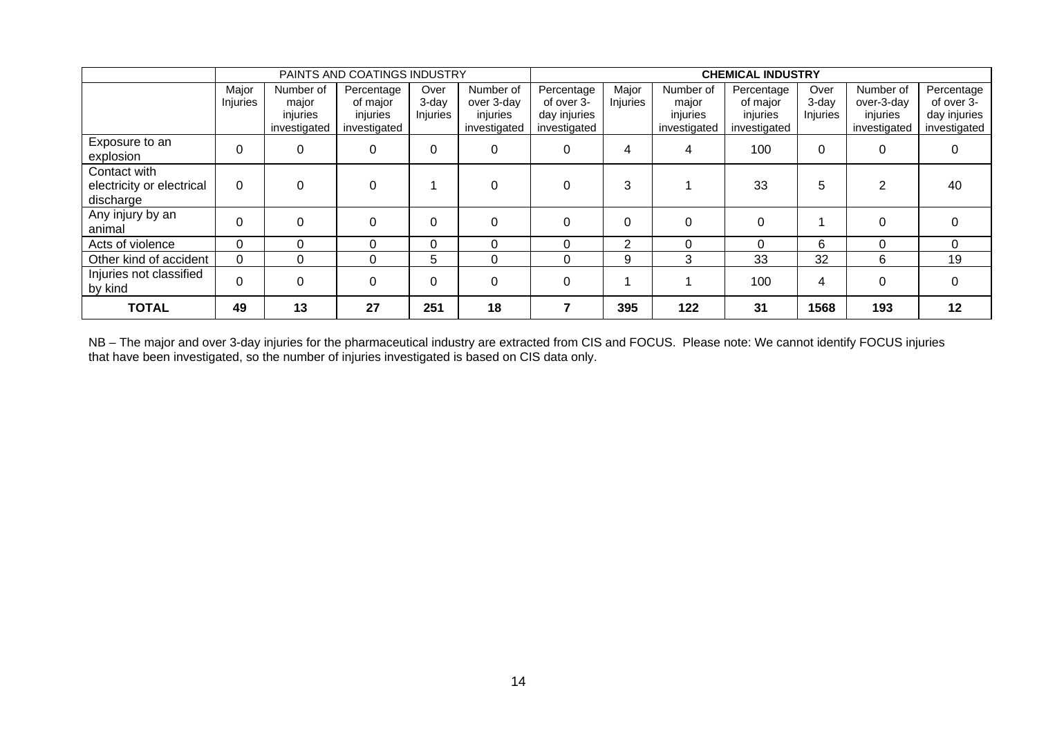| | PAINTS AND COATINGS INDUSTRY | | | | | | **CHEMICAL INDUSTRY** | | | | | |
|---|---|---|---|---|---|---|---|---|---|---|---|---|
| | Major Injuries | Number of major injuries investigated | Percentage of major injuries investigated | Over 3-day Injuries | Number of over 3-day injuries investigated | Percentage of over 3-day injuries investigated | Major Injuries | Number of major injuries investigated | Percentage of major injuries investigated | Over 3-day Injuries | Number of over-3-day injuries investigated | Percentage of over 3-day injuries investigated |
| Exposure to an explosion | 0 | 0 | 0 | 0 | 0 | 0 | 4 | 4 | 100 | 0 | 0 | 0 |
| Contact with electricity or electrical discharge | 0 | 0 | 0 | 1 | 0 | 0 | 3 | 1 | 33 | 5 | 2 | 40 |
| Any injury by an animal | 0 | 0 | 0 | 0 | 0 | 0 | 0 | 0 | 0 | 1 | 0 | 0 |
| Acts of violence | 0 | 0 | 0 | 0 | 0 | 0 | 2 | 0 | 0 | 6 | 0 | 0 |
| Other kind of accident | 0 | 0 | 0 | 5 | 0 | 0 | 9 | 3 | 33 | 32 | 6 | 19 |
| Injuries not classified by kind | 0 | 0 | 0 | 0 | 0 | 0 | 1 | 1 | 100 | 4 | 0 | 0 |
| **TOTAL** | **49** | **13** | **27** | **251** | **18** | **7** | **395** | **122** | **31** | **1568** | **193** | **12** |

NB – The major and over 3-day injuries for the pharmaceutical industry are extracted from CIS and FOCUS. Please note: We cannot identify FOCUS injuries that have been investigated, so the number of injuries investigated is based on CIS data only.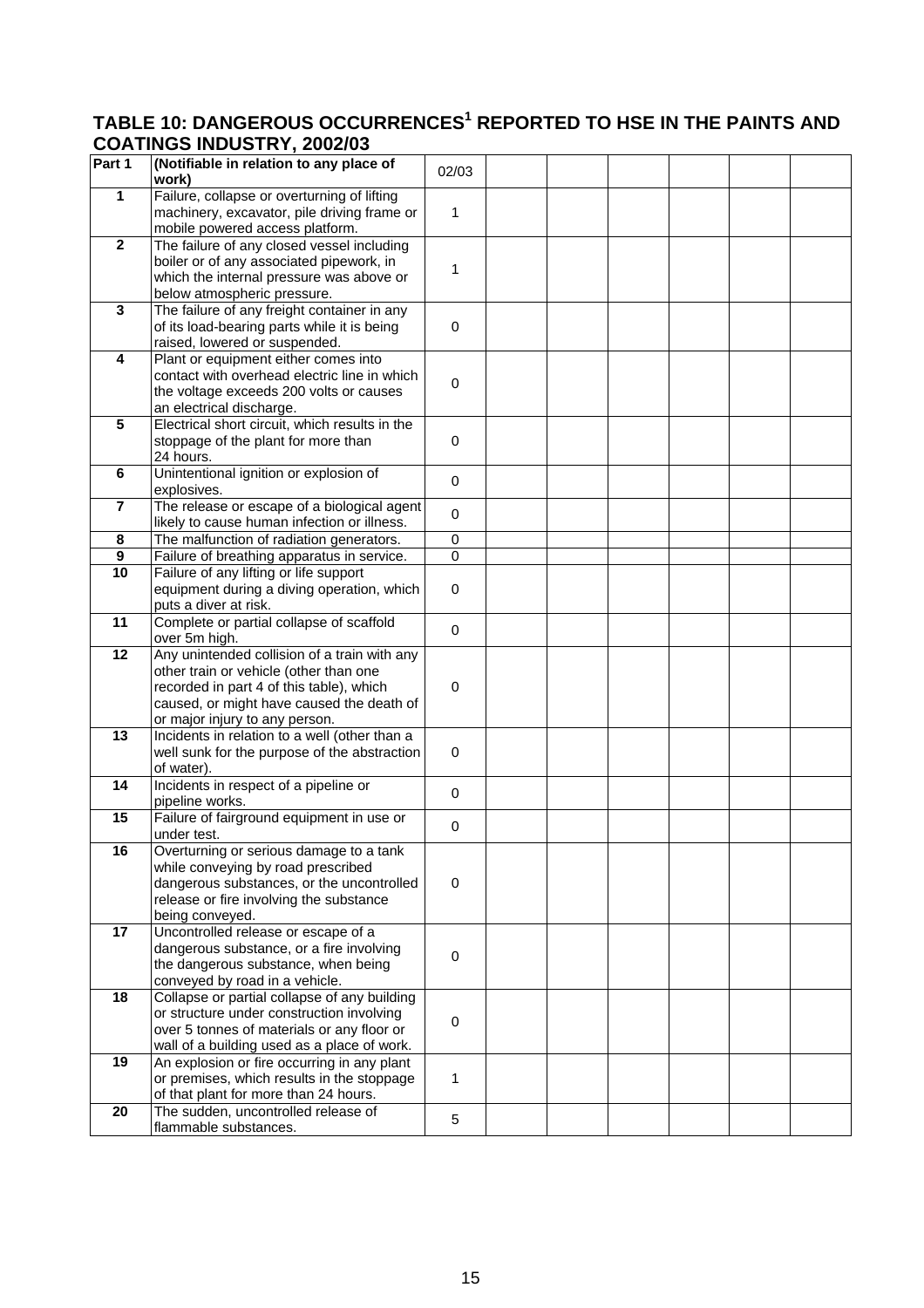## TABLE 10: DANGEROUS OCCURRENCES[1] REPORTED TO HSE IN THE PAINTS AND COATINGS INDUSTRY, 2002/03

| Part 1 | (Notifiable in relation to any place of work) | 02/03 | | | | | | |
|---|---|---|---|---|---|---|---|---|
| 1 | Failure, collapse or overturning of lifting machinery, excavator, pile driving frame or mobile powered access platform. | 1 | | | | | | |
| 2 | The failure of any closed vessel including boiler or of any associated pipework, in which the internal pressure was above or below atmospheric pressure. | 1 | | | | | | |
| 3 | The failure of any freight container in any of its load-bearing parts while it is being raised, lowered or suspended. | 0 | | | | | | |
| 4 | Plant or equipment either comes into contact with overhead electric line in which the voltage exceeds 200 volts or causes an electrical discharge. | 0 | | | | | | |
| 5 | Electrical short circuit, which results in the stoppage of the plant for more than 24 hours. | 0 | | | | | | |
| 6 | Unintentional ignition or explosion of explosives. | 0 | | | | | | |
| 7 | The release or escape of a biological agent likely to cause human infection or illness. | 0 | | | | | | |
| 8 | The malfunction of radiation generators. | 0 | | | | | | |
| 9 | Failure of breathing apparatus in service. | 0 | | | | | | |
| 10 | Failure of any lifting or life support equipment during a diving operation, which puts a diver at risk. | 0 | | | | | | |
| 11 | Complete or partial collapse of scaffold over 5m high. | 0 | | | | | | |
| 12 | Any unintended collision of a train with any other train or vehicle (other than one recorded in part 4 of this table), which caused, or might have caused the death of or major injury to any person. | 0 | | | | | | |
| 13 | Incidents in relation to a well (other than a well sunk for the purpose of the abstraction of water). | 0 | | | | | | |
| 14 | Incidents in respect of a pipeline or pipeline works. | 0 | | | | | | |
| 15 | Failure of fairground equipment in use or under test. | 0 | | | | | | |
| 16 | Overturning or serious damage to a tank while conveying by road prescribed dangerous substances, or the uncontrolled release or fire involving the substance being conveyed. | 0 | | | | | | |
| 17 | Uncontrolled release or escape of a dangerous substance, or a fire involving the dangerous substance, when being conveyed by road in a vehicle. | 0 | | | | | | |
| 18 | Collapse or partial collapse of any building or structure under construction involving over 5 tonnes of materials or any floor or wall of a building used as a place of work. | 0 | | | | | | |
| 19 | An explosion or fire occurring in any plant or premises, which results in the stoppage of that plant for more than 24 hours. | 1 | | | | | | |
| 20 | The sudden, uncontrolled release of flammable substances. | 5 | | | | | | |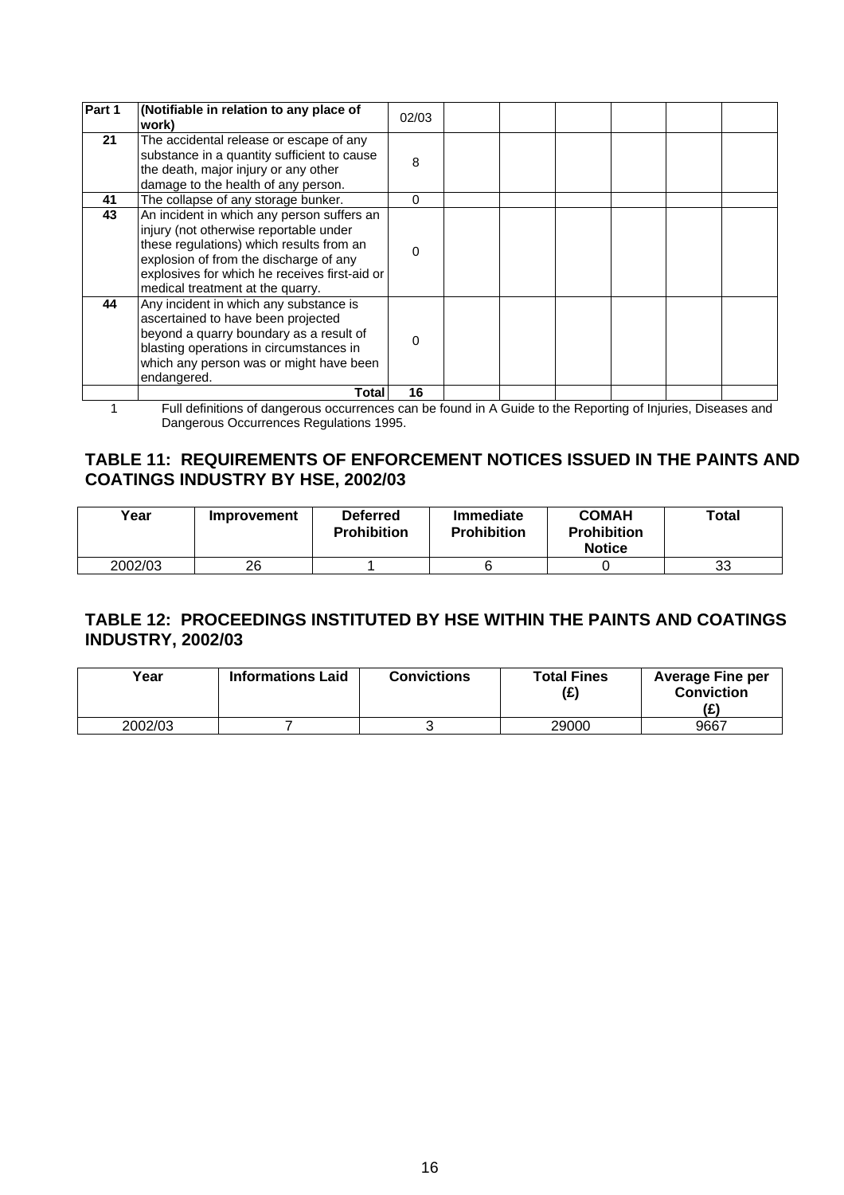| Part 1 | (Notifiable in relation to any place of work) | 02/03 | | | | | | |
|---|---|---|---|---|---|---|---|---|
| 21 | The accidental release or escape of any substance in a quantity sufficient to cause the death, major injury or any other damage to the health of any person. | 8 | | | | | | |
| 41 | The collapse of any storage bunker. | 0 | | | | | | |
| 43 | An incident in which any person suffers an injury (not otherwise reportable under these regulations) which results from an explosion of from the discharge of any explosives for which he receives first-aid or medical treatment at the quarry. | 0 | | | | | | |
| 44 | Any incident in which any substance is ascertained to have been projected beyond a quarry boundary as a result of blasting operations in circumstances in which any person was or might have been endangered. | 0 | | | | | | |
| | **Total** | **16** | | | | | | |

1 Full definitions of dangerous occurrences can be found in A Guide to the Reporting of Injuries, Diseases and Dangerous Occurrences Regulations 1995.

## TABLE 11: REQUIREMENTS OF ENFORCEMENT NOTICES ISSUED IN THE PAINTS AND COATINGS INDUSTRY BY HSE, 2002/03

| Year | Improvement | Deferred Prohibition | Immediate Prohibition | COMAH Prohibition Notice | Total |
|---|---|---|---|---|---|
| 2002/03 | 26 | 1 | 6 | 0 | 33 |

## TABLE 12: PROCEEDINGS INSTITUTED BY HSE WITHIN THE PAINTS AND COATINGS INDUSTRY, 2002/03

| Year | Informations Laid | Convictions | Total Fines (£) | Average Fine per Conviction (£) |
|---|---|---|---|---|
| 2002/03 | 7 | 3 | 29000 | 9667 |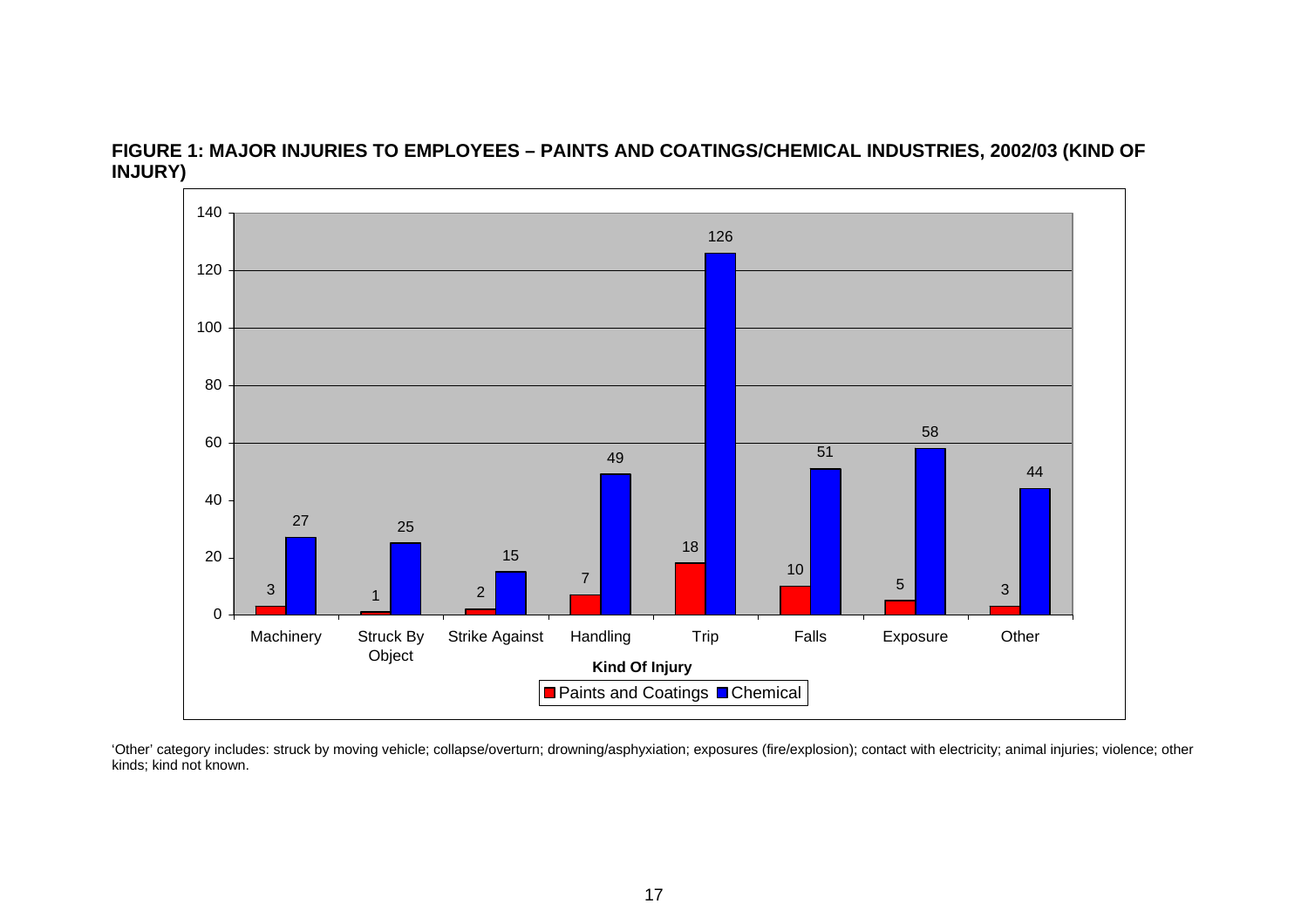**FIGURE 1: MAJOR INJURIES TO EMPLOYEES – PAINTS AND COATINGS/CHEMICAL INDUSTRIES, 2002/03 (KIND OF INJURY)**

| Kind Of Injury | Paints and Coatings | Chemical |
|---|---|---|
| Machinery | 3 | 27 |
| Struck By Object | 1 | 25 |
| Strike Against | 2 | 15 |
| Handling | 7 | 49 |
| Trip | 18 | 126 |
| Falls | 10 | 51 |
| Exposure | 5 | 58 |
| Other | 3 | 44 |

'Other' category includes: struck by moving vehicle; collapse/overturn; drowning/asphyxiation; exposures (fire/explosion); contact with electricity; animal injuries; violence; other kinds; kind not known.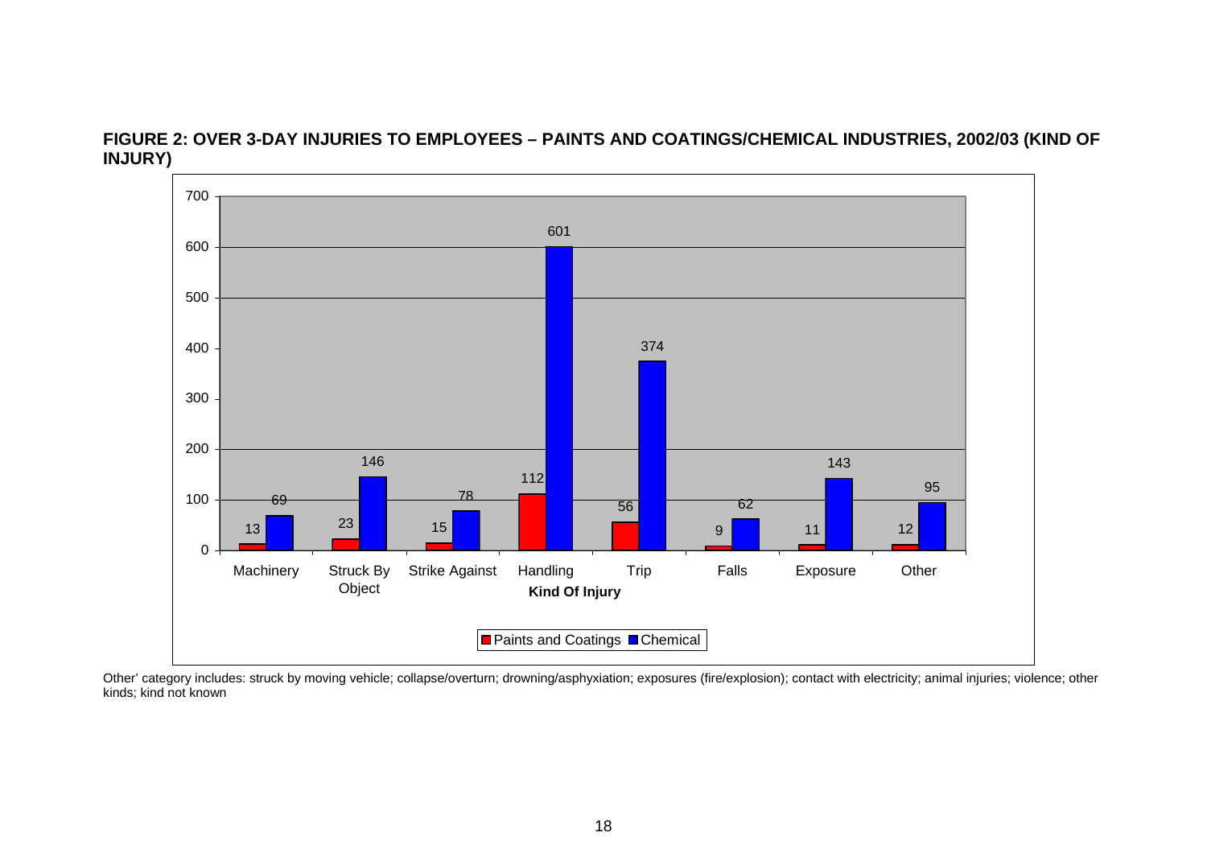**FIGURE 2: OVER 3-DAY INJURIES TO EMPLOYEES – PAINTS AND COATINGS/CHEMICAL INDUSTRIES, 2002/03 (KIND OF INJURY)**

| Kind Of Injury | Paints and Coatings | Chemical |
| --- | --- | --- |
| Machinery | 13 | 69 |
| Struck By Object | 23 | 146 |
| Strike Against | 15 | 78 |
| Handling | 112 | 601 |
| Trip | 56 | 374 |
| Falls | 9 | 62 |
| Exposure | 11 | 143 |
| Other | 12 | 95 |

Other' category includes: struck by moving vehicle; collapse/overturn; drowning/asphyxiation; exposures (fire/explosion); contact with electricity; animal injuries; violence; other kinds; kind not known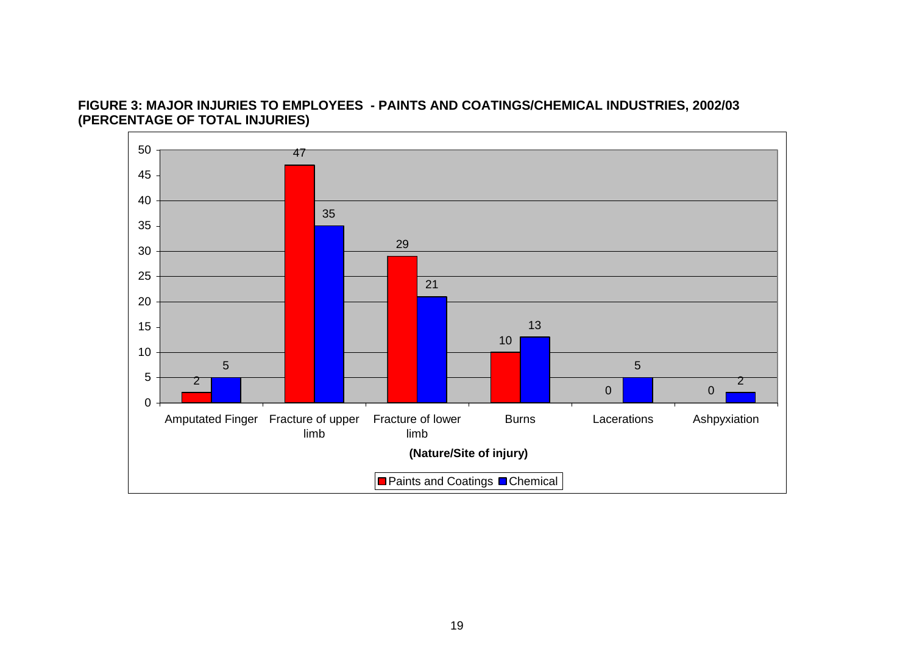**FIGURE 3: MAJOR INJURIES TO EMPLOYEES - PAINTS AND COATINGS/CHEMICAL INDUSTRIES, 2002/03 (PERCENTAGE OF TOTAL INJURIES)**

| (Nature/Site of injury) | Paints and Coatings | Chemical |
| --- | --- | --- |
| Amputated Finger | 2 | 5 |
| Fracture of upper limb | 47 | 35 |
| Fracture of lower limb | 29 | 21 |
| Burns | 10 | 13 |
| Lacerations | 0 | 5 |
| Ashpyxiation | 0 | 2 |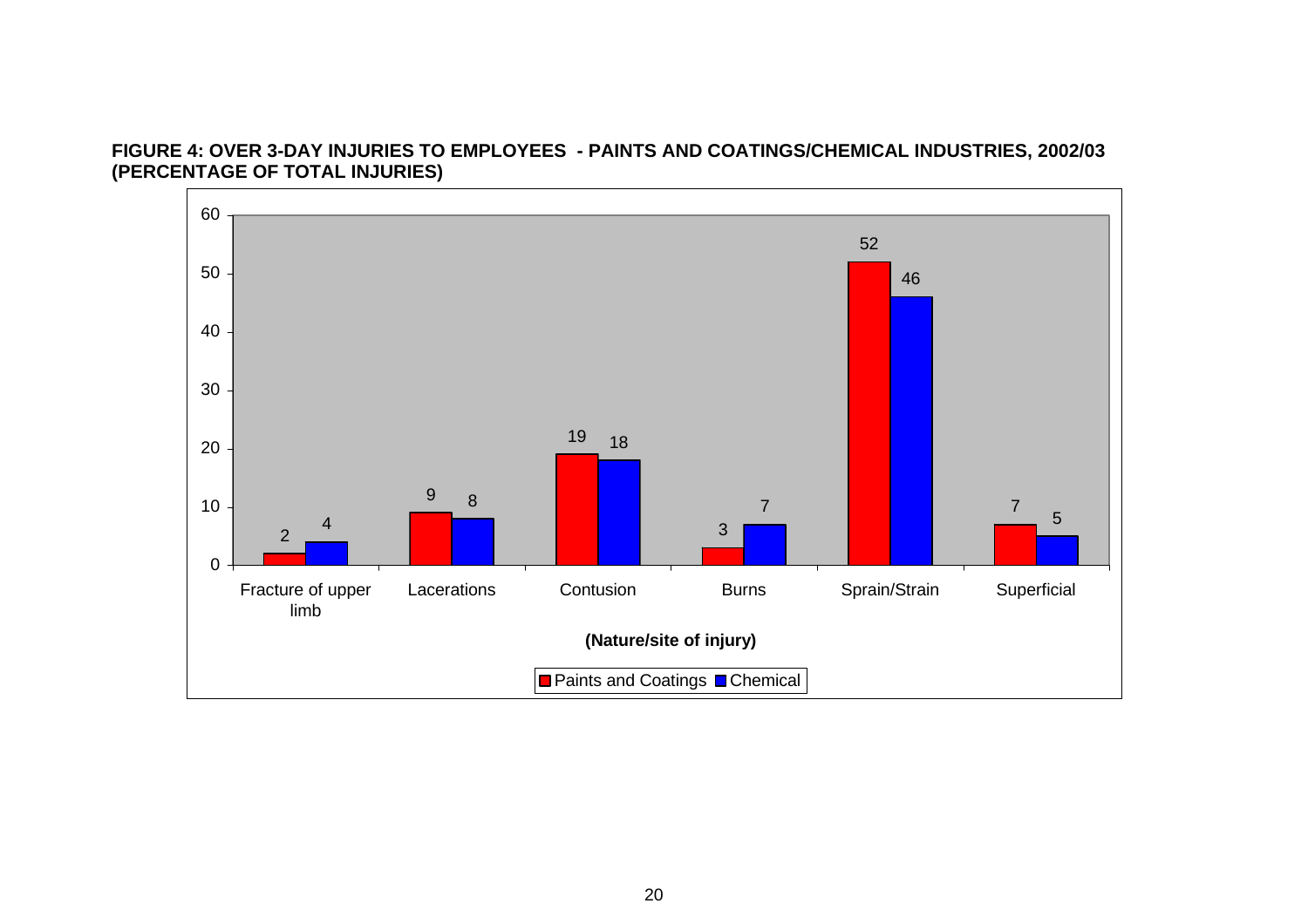**FIGURE 4: OVER 3-DAY INJURIES TO EMPLOYEES - PAINTS AND COATINGS/CHEMICAL INDUSTRIES, 2002/03 (PERCENTAGE OF TOTAL INJURIES)**

| (Nature/site of injury) | Paints and Coatings | Chemical |
|---|---|---|
| Fracture of upper limb | 2 | 4 |
| Lacerations | 9 | 8 |
| Contusion | 19 | 18 |
| Burns | 3 | 7 |
| Sprain/Strain | 52 | 46 |
| Superficial | 7 | 5 |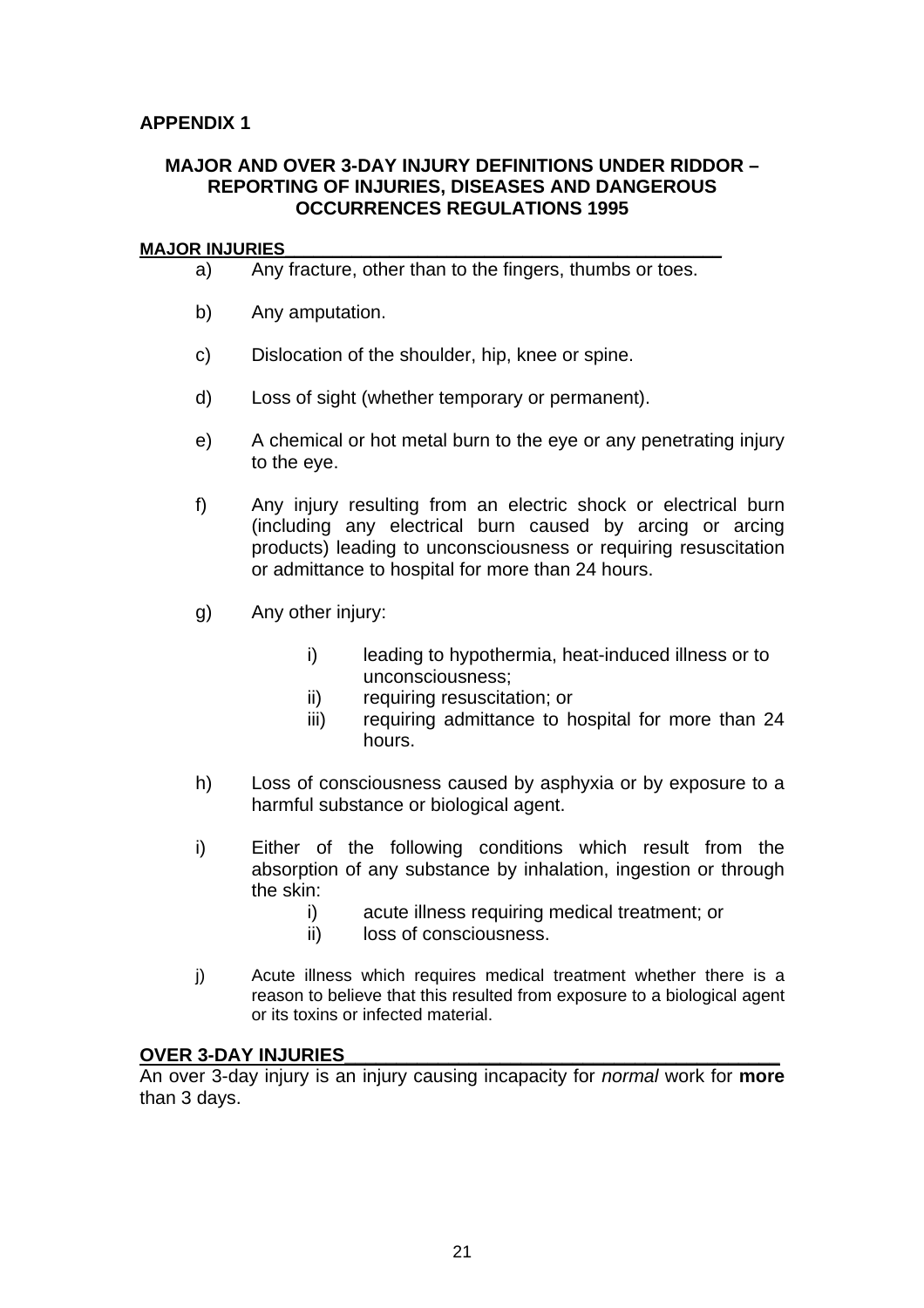**APPENDIX 1**

## MAJOR AND OVER 3-DAY INJURY DEFINITIONS UNDER RIDDOR – REPORTING OF INJURIES, DISEASES AND DANGEROUS OCCURRENCES REGULATIONS 1995

### MAJOR INJURIES

a) Any fracture, other than to the fingers, thumbs or toes.

b) Any amputation.

c) Dislocation of the shoulder, hip, knee or spine.

d) Loss of sight (whether temporary or permanent).

e) A chemical or hot metal burn to the eye or any penetrating injury to the eye.

f) Any injury resulting from an electric shock or electrical burn (including any electrical burn caused by arcing or arcing products) leading to unconsciousness or requiring resuscitation or admittance to hospital for more than 24 hours.

g) Any other injury:

   i) leading to hypothermia, heat-induced illness or to unconsciousness;
   ii) requiring resuscitation; or
   iii) requiring admittance to hospital for more than 24 hours.

h) Loss of consciousness caused by asphyxia or by exposure to a harmful substance or biological agent.

i) Either of the following conditions which result from the absorption of any substance by inhalation, ingestion or through the skin:
   i) acute illness requiring medical treatment; or
   ii) loss of consciousness.

j) Acute illness which requires medical treatment whether there is a reason to believe that this resulted from exposure to a biological agent or its toxins or infected material.

### OVER 3-DAY INJURIES

An over 3-day injury is an injury causing incapacity for *normal* work for **more** than 3 days.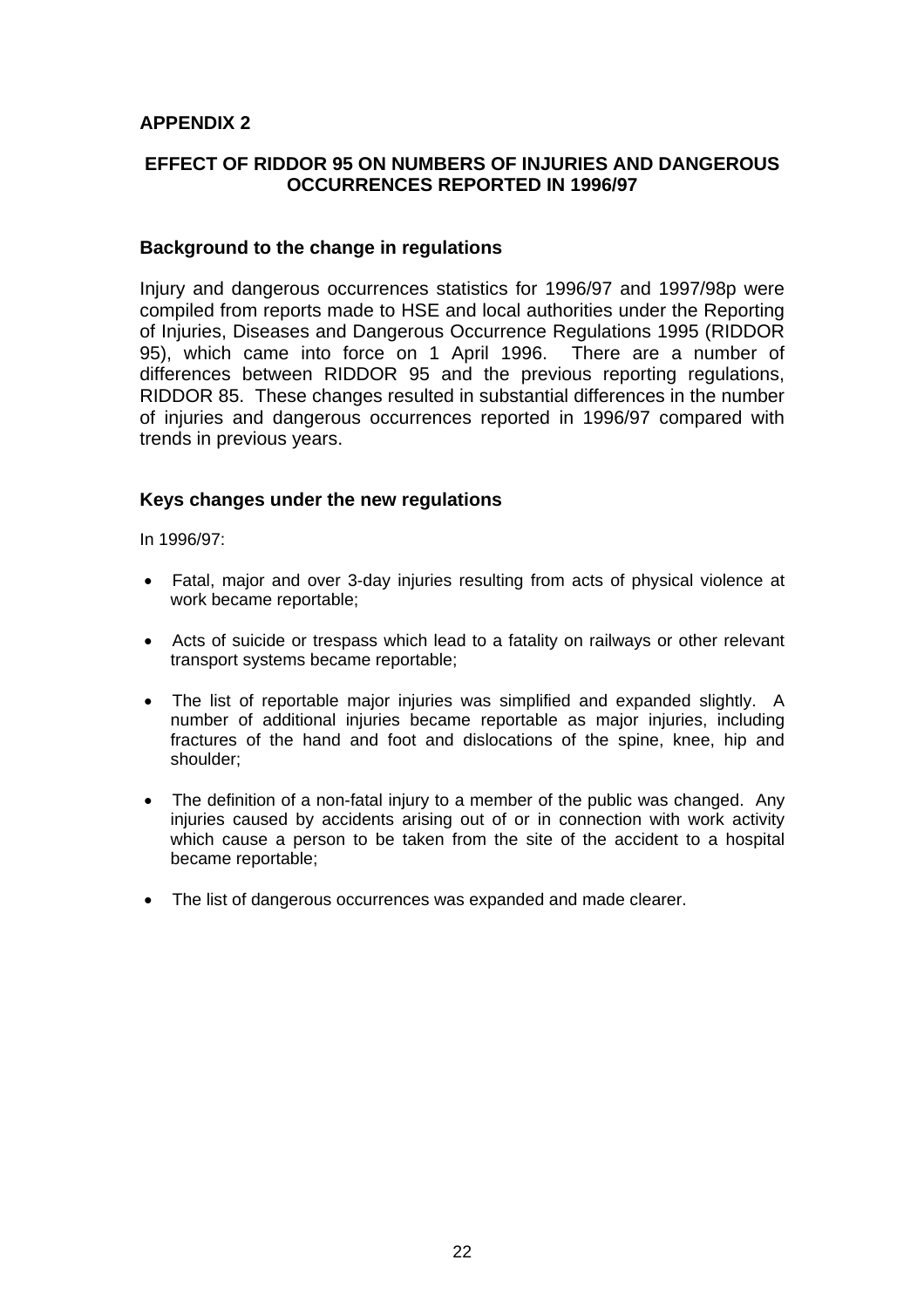## APPENDIX 2

### EFFECT OF RIDDOR 95 ON NUMBERS OF INJURIES AND DANGEROUS OCCURRENCES REPORTED IN 1996/97

### Background to the change in regulations

Injury and dangerous occurrences statistics for 1996/97 and 1997/98p were compiled from reports made to HSE and local authorities under the Reporting of Injuries, Diseases and Dangerous Occurrence Regulations 1995 (RIDDOR 95), which came into force on 1 April 1996. There are a number of differences between RIDDOR 95 and the previous reporting regulations, RIDDOR 85. These changes resulted in substantial differences in the number of injuries and dangerous occurrences reported in 1996/97 compared with trends in previous years.

### Keys changes under the new regulations

In 1996/97:

- Fatal, major and over 3-day injuries resulting from acts of physical violence at work became reportable;
- Acts of suicide or trespass which lead to a fatality on railways or other relevant transport systems became reportable;
- The list of reportable major injuries was simplified and expanded slightly. A number of additional injuries became reportable as major injuries, including fractures of the hand and foot and dislocations of the spine, knee, hip and shoulder;
- The definition of a non-fatal injury to a member of the public was changed. Any injuries caused by accidents arising out of or in connection with work activity which cause a person to be taken from the site of the accident to a hospital became reportable;
- The list of dangerous occurrences was expanded and made clearer.